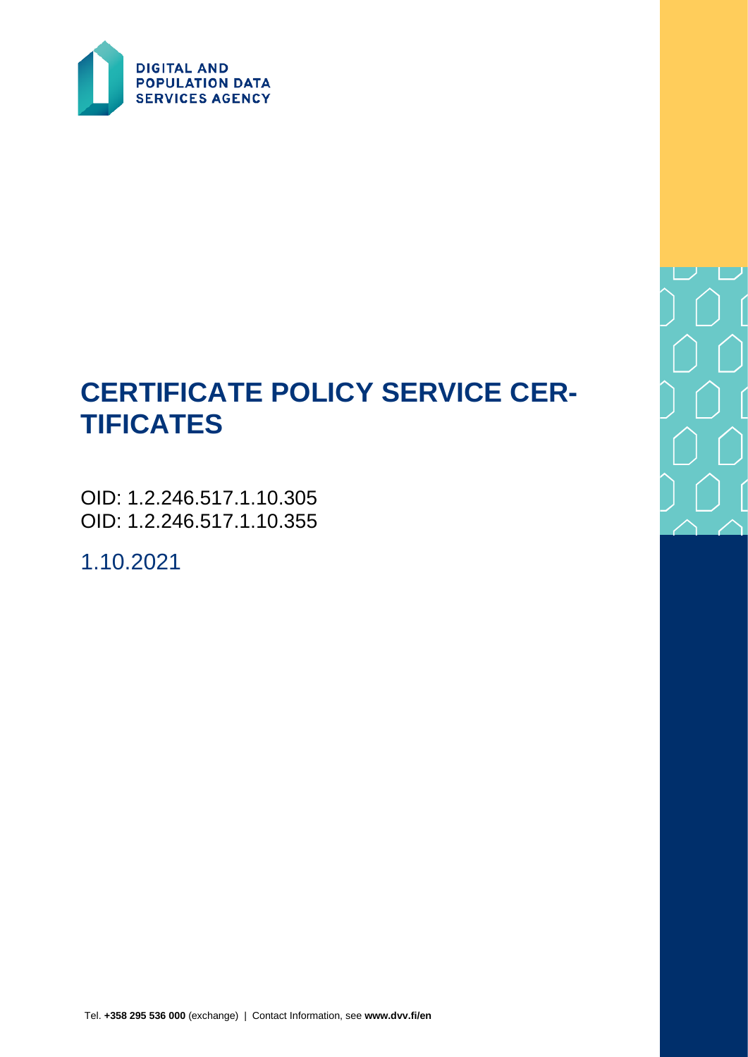DIGITAL AND POPULATION DATA SERVICES AGENCY

# CERTIFICATE POLICY SERVICE CERTIFICATES

OID: 1.2.246.517.1.10.305
OID: 1.2.246.517.1.10.355

1.10.2021

Tel. **+358 295 536 000** (exchange) | Contact Information, see **www.dvv.fi/en**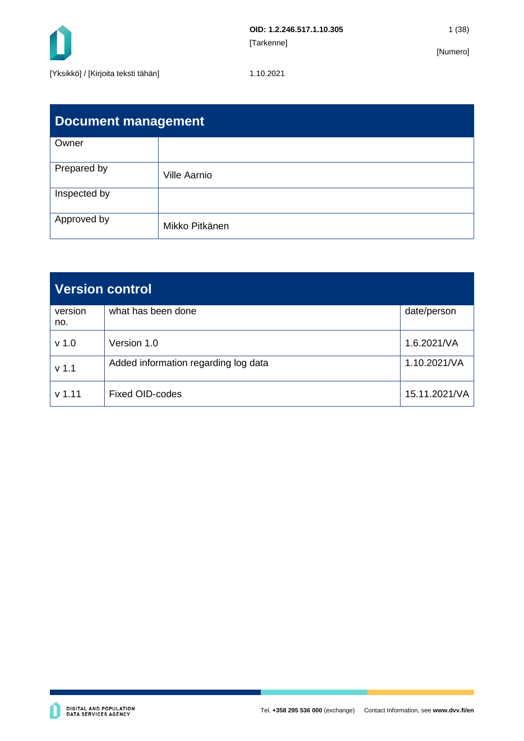| Document management | |
|---|---|
| Owner | |
| Prepared by | Ville Aarnio |
| Inspected by | |
| Approved by | Mikko Pitkänen |

| Version control | | |
|---|---|---|
| version no. | what has been done | date/person |
| v 1.0 | Version 1.0 | 1.6.2021/VA |
| v 1.1 | Added information regarding log data | 1.10.2021/VA |
| v 1.11 | Fixed OID-codes | 15.11.2021/VA |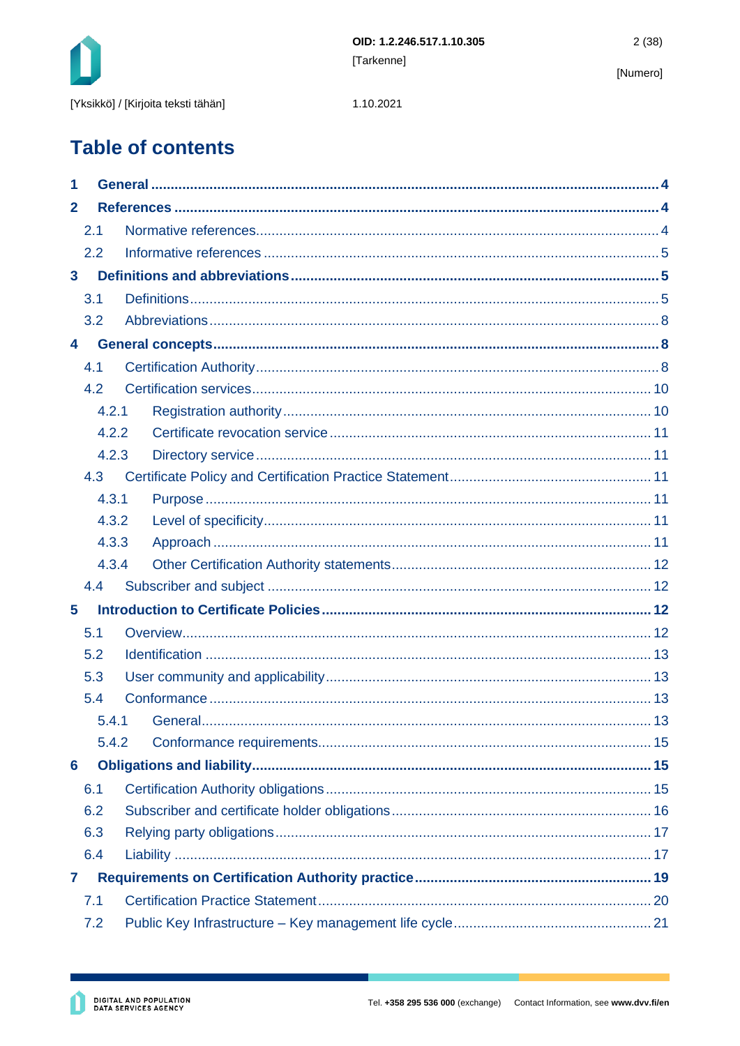# Table of contents

- **1 General** ..... 4
- **2 References** ..... 4
  - 2.1 Normative references ..... 4
  - 2.2 Informative references ..... 5
- **3 Definitions and abbreviations** ..... 5
  - 3.1 Definitions ..... 5
  - 3.2 Abbreviations ..... 8
- **4 General concepts** ..... 8
  - 4.1 Certification Authority ..... 8
  - 4.2 Certification services ..... 10
    - 4.2.1 Registration authority ..... 10
    - 4.2.2 Certificate revocation service ..... 11
    - 4.2.3 Directory service ..... 11
  - 4.3 Certificate Policy and Certification Practice Statement ..... 11
    - 4.3.1 Purpose ..... 11
    - 4.3.2 Level of specificity ..... 11
    - 4.3.3 Approach ..... 11
    - 4.3.4 Other Certification Authority statements ..... 12
  - 4.4 Subscriber and subject ..... 12
- **5 Introduction to Certificate Policies** ..... 12
  - 5.1 Overview ..... 12
  - 5.2 Identification ..... 13
  - 5.3 User community and applicability ..... 13
  - 5.4 Conformance ..... 13
    - 5.4.1 General ..... 13
    - 5.4.2 Conformance requirements ..... 15
- **6 Obligations and liability** ..... 15
  - 6.1 Certification Authority obligations ..... 15
  - 6.2 Subscriber and certificate holder obligations ..... 16
  - 6.3 Relying party obligations ..... 17
  - 6.4 Liability ..... 17
- **7 Requirements on Certification Authority practice** ..... 19
  - 7.1 Certification Practice Statement ..... 20
  - 7.2 Public Key Infrastructure – Key management life cycle ..... 21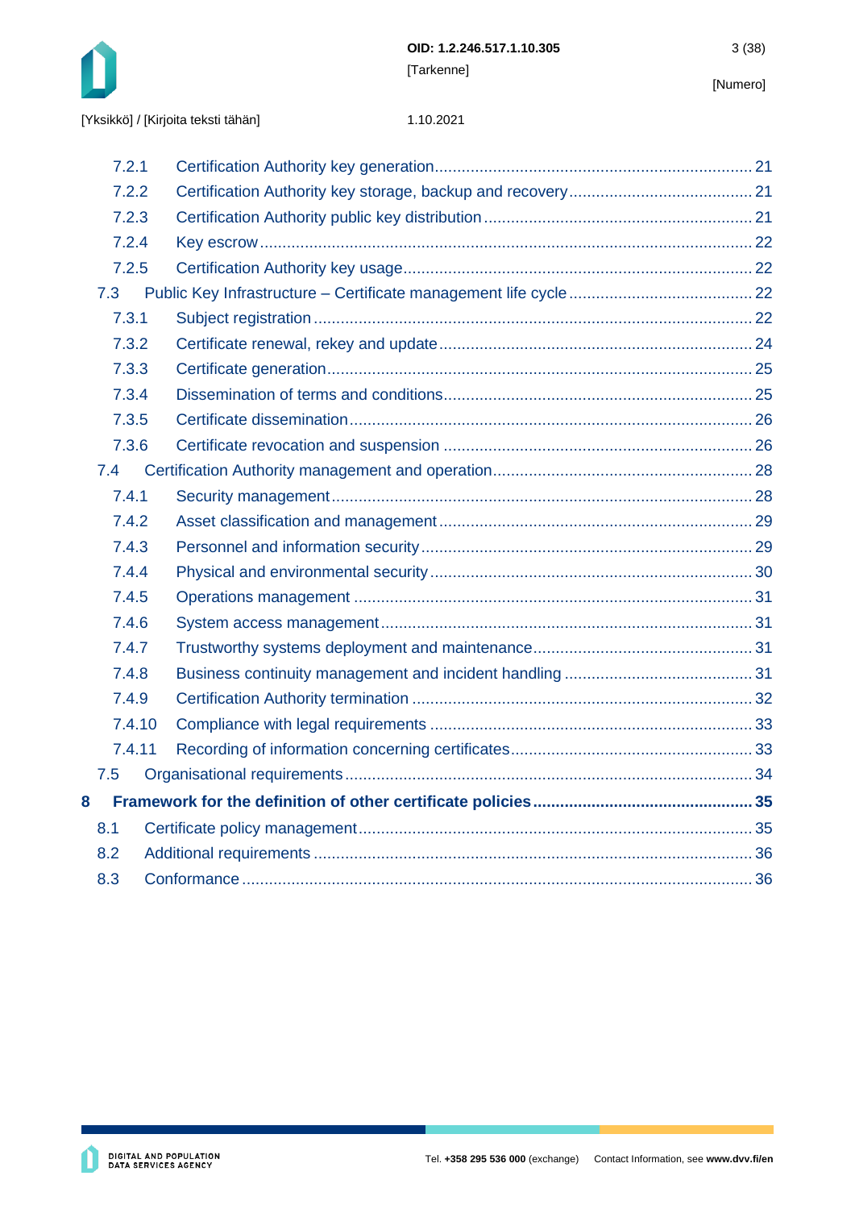7.2.1 Certification Authority key generation ..... 21
7.2.2 Certification Authority key storage, backup and recovery ..... 21
7.2.3 Certification Authority public key distribution ..... 21
7.2.4 Key escrow ..... 22
7.2.5 Certification Authority key usage ..... 22

7.3 Public Key Infrastructure – Certificate management life cycle ..... 22

7.3.1 Subject registration ..... 22
7.3.2 Certificate renewal, rekey and update ..... 24
7.3.3 Certificate generation ..... 25
7.3.4 Dissemination of terms and conditions ..... 25
7.3.5 Certificate dissemination ..... 26
7.3.6 Certificate revocation and suspension ..... 26

7.4 Certification Authority management and operation ..... 28

7.4.1 Security management ..... 28
7.4.2 Asset classification and management ..... 29
7.4.3 Personnel and information security ..... 29
7.4.4 Physical and environmental security ..... 30
7.4.5 Operations management ..... 31
7.4.6 System access management ..... 31
7.4.7 Trustworthy systems deployment and maintenance ..... 31
7.4.8 Business continuity management and incident handling ..... 31
7.4.9 Certification Authority termination ..... 32
7.4.10 Compliance with legal requirements ..... 33
7.4.11 Recording of information concerning certificates ..... 33

7.5 Organisational requirements ..... 34

**8 Framework for the definition of other certificate policies ..... 35**

8.1 Certificate policy management ..... 35
8.2 Additional requirements ..... 36
8.3 Conformance ..... 36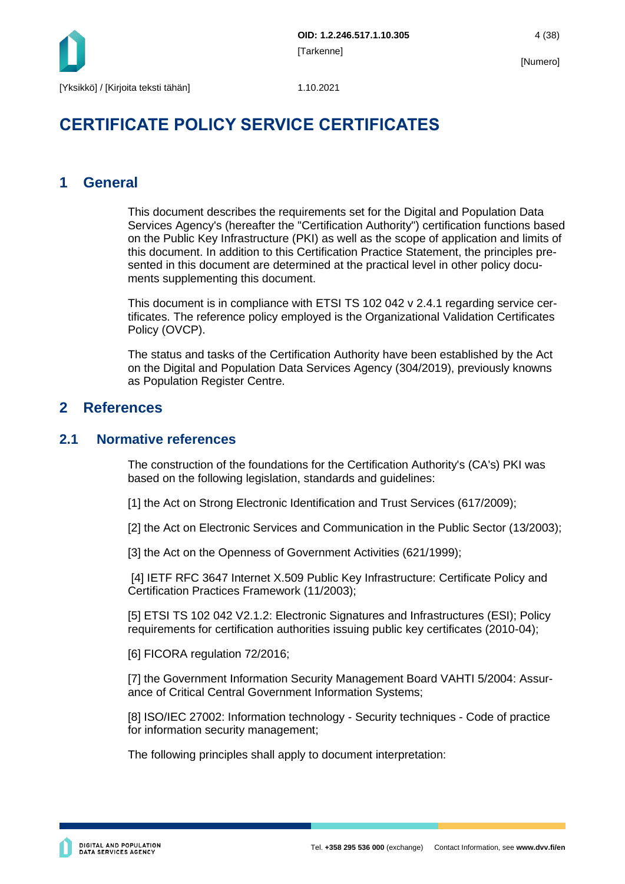# CERTIFICATE POLICY SERVICE CERTIFICATES

## 1 General

This document describes the requirements set for the Digital and Population Data Services Agency's (hereafter the "Certification Authority") certification functions based on the Public Key Infrastructure (PKI) as well as the scope of application and limits of this document. In addition to this Certification Practice Statement, the principles presented in this document are determined at the practical level in other policy documents supplementing this document.

This document is in compliance with ETSI TS 102 042 v 2.4.1 regarding service certificates. The reference policy employed is the Organizational Validation Certificates Policy (OVCP).

The status and tasks of the Certification Authority have been established by the Act on the Digital and Population Data Services Agency (304/2019), previously knowns as Population Register Centre.

## 2 References

### 2.1 Normative references

The construction of the foundations for the Certification Authority's (CA's) PKI was based on the following legislation, standards and guidelines:

[1] the Act on Strong Electronic Identification and Trust Services (617/2009);

[2] the Act on Electronic Services and Communication in the Public Sector (13/2003);

[3] the Act on the Openness of Government Activities (621/1999);

[4] IETF RFC 3647 Internet X.509 Public Key Infrastructure: Certificate Policy and Certification Practices Framework (11/2003);

[5] ETSI TS 102 042 V2.1.2: Electronic Signatures and Infrastructures (ESI); Policy requirements for certification authorities issuing public key certificates (2010-04);

[6] FICORA regulation 72/2016;

[7] the Government Information Security Management Board VAHTI 5/2004: Assurance of Critical Central Government Information Systems;

[8] ISO/IEC 27002: Information technology - Security techniques - Code of practice for information security management;

The following principles shall apply to document interpretation: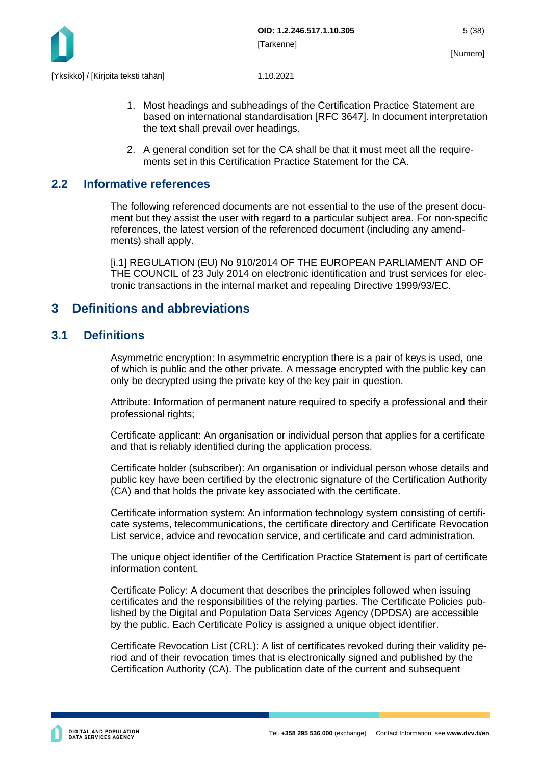1. Most headings and subheadings of the Certification Practice Statement are based on international standardisation [RFC 3647]. In document interpretation the text shall prevail over headings.

2. A general condition set for the CA shall be that it must meet all the requirements set in this Certification Practice Statement for the CA.

## 2.2 Informative references

The following referenced documents are not essential to the use of the present document but they assist the user with regard to a particular subject area. For non-specific references, the latest version of the referenced document (including any amendments) shall apply.

[i.1] REGULATION (EU) No 910/2014 OF THE EUROPEAN PARLIAMENT AND OF THE COUNCIL of 23 July 2014 on electronic identification and trust services for electronic transactions in the internal market and repealing Directive 1999/93/EC.

# 3 Definitions and abbreviations

## 3.1 Definitions

Asymmetric encryption: In asymmetric encryption there is a pair of keys is used, one of which is public and the other private. A message encrypted with the public key can only be decrypted using the private key of the key pair in question.

Attribute: Information of permanent nature required to specify a professional and their professional rights;

Certificate applicant: An organisation or individual person that applies for a certificate and that is reliably identified during the application process.

Certificate holder (subscriber): An organisation or individual person whose details and public key have been certified by the electronic signature of the Certification Authority (CA) and that holds the private key associated with the certificate.

Certificate information system: An information technology system consisting of certificate systems, telecommunications, the certificate directory and Certificate Revocation List service, advice and revocation service, and certificate and card administration.

The unique object identifier of the Certification Practice Statement is part of certificate information content.

Certificate Policy: A document that describes the principles followed when issuing certificates and the responsibilities of the relying parties. The Certificate Policies published by the Digital and Population Data Services Agency (DPDSA) are accessible by the public. Each Certificate Policy is assigned a unique object identifier.

Certificate Revocation List (CRL): A list of certificates revoked during their validity period and of their revocation times that is electronically signed and published by the Certification Authority (CA). The publication date of the current and subsequent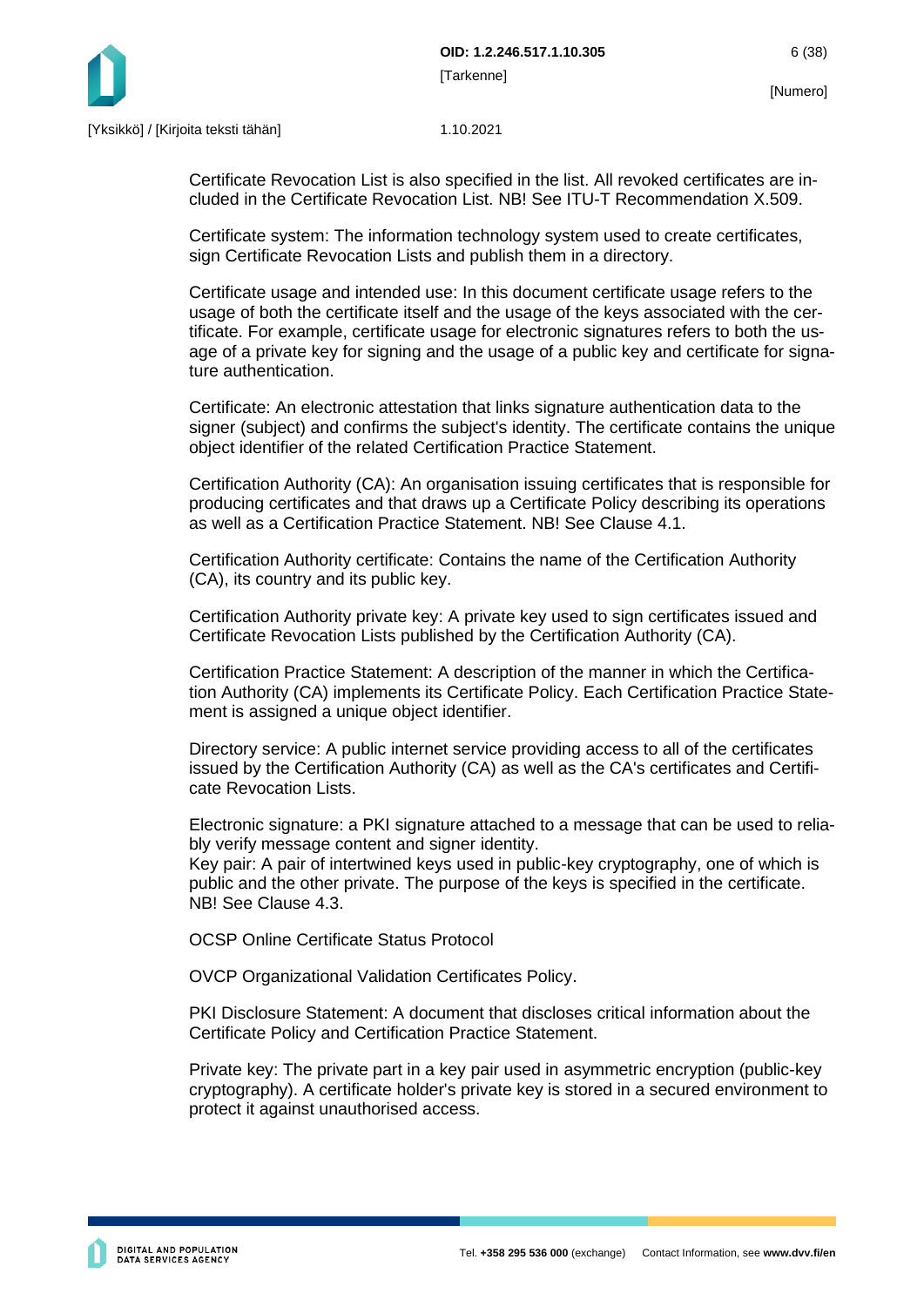Certificate Revocation List is also specified in the list. All revoked certificates are included in the Certificate Revocation List. NB! See ITU-T Recommendation X.509.

Certificate system: The information technology system used to create certificates, sign Certificate Revocation Lists and publish them in a directory.

Certificate usage and intended use: In this document certificate usage refers to the usage of both the certificate itself and the usage of the keys associated with the certificate. For example, certificate usage for electronic signatures refers to both the usage of a private key for signing and the usage of a public key and certificate for signature authentication.

Certificate: An electronic attestation that links signature authentication data to the signer (subject) and confirms the subject's identity. The certificate contains the unique object identifier of the related Certification Practice Statement.

Certification Authority (CA): An organisation issuing certificates that is responsible for producing certificates and that draws up a Certificate Policy describing its operations as well as a Certification Practice Statement. NB! See Clause 4.1.

Certification Authority certificate: Contains the name of the Certification Authority (CA), its country and its public key.

Certification Authority private key: A private key used to sign certificates issued and Certificate Revocation Lists published by the Certification Authority (CA).

Certification Practice Statement: A description of the manner in which the Certification Authority (CA) implements its Certificate Policy. Each Certification Practice Statement is assigned a unique object identifier.

Directory service: A public internet service providing access to all of the certificates issued by the Certification Authority (CA) as well as the CA's certificates and Certificate Revocation Lists.

Electronic signature: a PKI signature attached to a message that can be used to reliably verify message content and signer identity.
Key pair: A pair of intertwined keys used in public-key cryptography, one of which is public and the other private. The purpose of the keys is specified in the certificate. NB! See Clause 4.3.

OCSP Online Certificate Status Protocol

OVCP Organizational Validation Certificates Policy.

PKI Disclosure Statement: A document that discloses critical information about the Certificate Policy and Certification Practice Statement.

Private key: The private part in a key pair used in asymmetric encryption (public-key cryptography). A certificate holder's private key is stored in a secured environment to protect it against unauthorised access.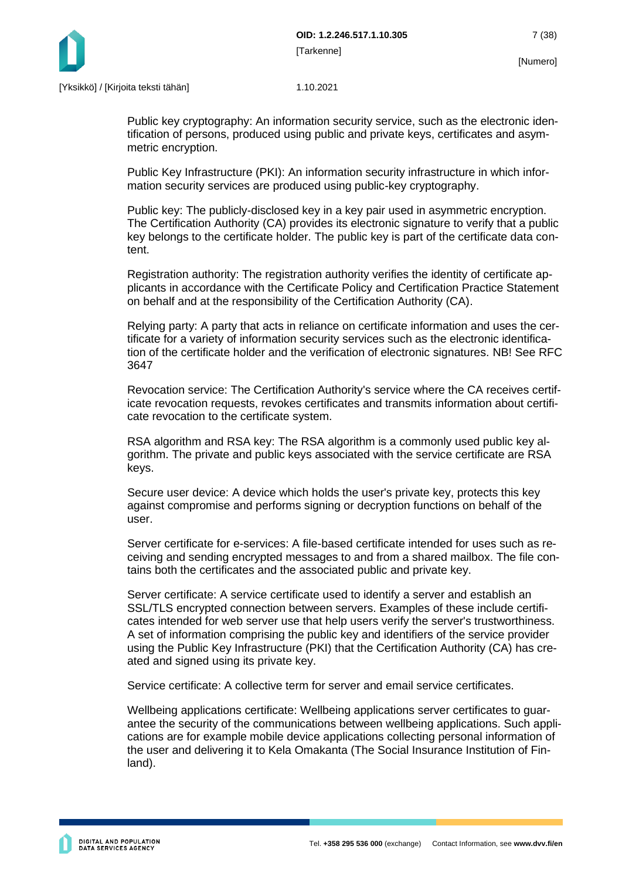Public key cryptography: An information security service, such as the electronic identification of persons, produced using public and private keys, certificates and asymmetric encryption.

Public Key Infrastructure (PKI): An information security infrastructure in which information security services are produced using public-key cryptography.

Public key: The publicly-disclosed key in a key pair used in asymmetric encryption. The Certification Authority (CA) provides its electronic signature to verify that a public key belongs to the certificate holder. The public key is part of the certificate data content.

Registration authority: The registration authority verifies the identity of certificate applicants in accordance with the Certificate Policy and Certification Practice Statement on behalf and at the responsibility of the Certification Authority (CA).

Relying party: A party that acts in reliance on certificate information and uses the certificate for a variety of information security services such as the electronic identification of the certificate holder and the verification of electronic signatures. NB! See RFC 3647

Revocation service: The Certification Authority's service where the CA receives certificate revocation requests, revokes certificates and transmits information about certificate revocation to the certificate system.

RSA algorithm and RSA key: The RSA algorithm is a commonly used public key algorithm. The private and public keys associated with the service certificate are RSA keys.

Secure user device: A device which holds the user's private key, protects this key against compromise and performs signing or decryption functions on behalf of the user.

Server certificate for e-services: A file-based certificate intended for uses such as receiving and sending encrypted messages to and from a shared mailbox. The file contains both the certificates and the associated public and private key.

Server certificate: A service certificate used to identify a server and establish an SSL/TLS encrypted connection between servers. Examples of these include certificates intended for web server use that help users verify the server's trustworthiness. A set of information comprising the public key and identifiers of the service provider using the Public Key Infrastructure (PKI) that the Certification Authority (CA) has created and signed using its private key.

Service certificate: A collective term for server and email service certificates.

Wellbeing applications certificate: Wellbeing applications server certificates to guarantee the security of the communications between wellbeing applications. Such applications are for example mobile device applications collecting personal information of the user and delivering it to Kela Omakanta (The Social Insurance Institution of Finland).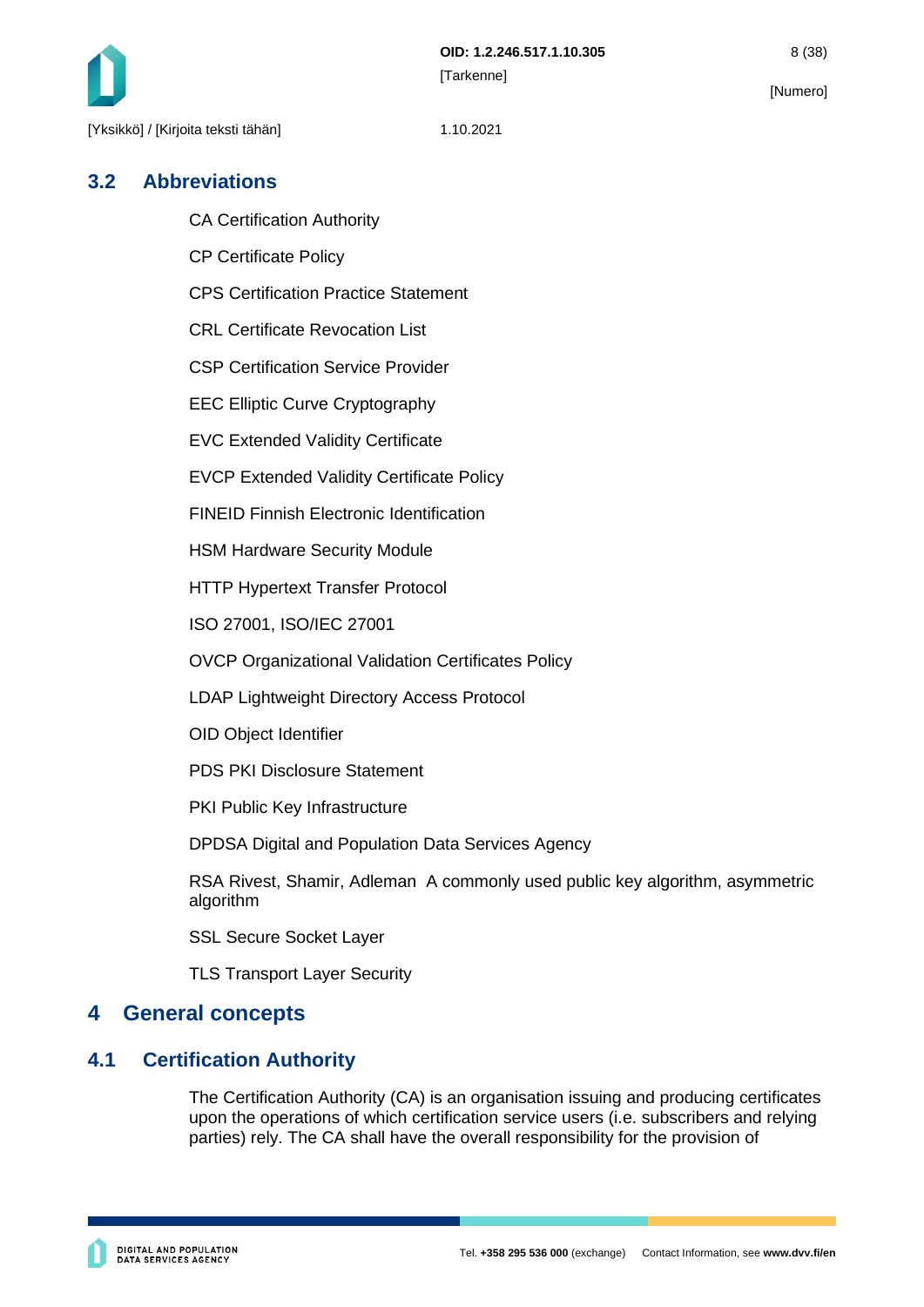## 3.2 Abbreviations

CA Certification Authority

CP Certificate Policy

CPS Certification Practice Statement

CRL Certificate Revocation List

CSP Certification Service Provider

EEC Elliptic Curve Cryptography

EVC Extended Validity Certificate

EVCP Extended Validity Certificate Policy

FINEID Finnish Electronic Identification

HSM Hardware Security Module

HTTP Hypertext Transfer Protocol

ISO 27001, ISO/IEC 27001

OVCP Organizational Validation Certificates Policy

LDAP Lightweight Directory Access Protocol

OID Object Identifier

PDS PKI Disclosure Statement

PKI Public Key Infrastructure

DPDSA Digital and Population Data Services Agency

RSA Rivest, Shamir, Adleman A commonly used public key algorithm, asymmetric algorithm

SSL Secure Socket Layer

TLS Transport Layer Security

# 4 General concepts

## 4.1 Certification Authority

The Certification Authority (CA) is an organisation issuing and producing certificates upon the operations of which certification service users (i.e. subscribers and relying parties) rely. The CA shall have the overall responsibility for the provision of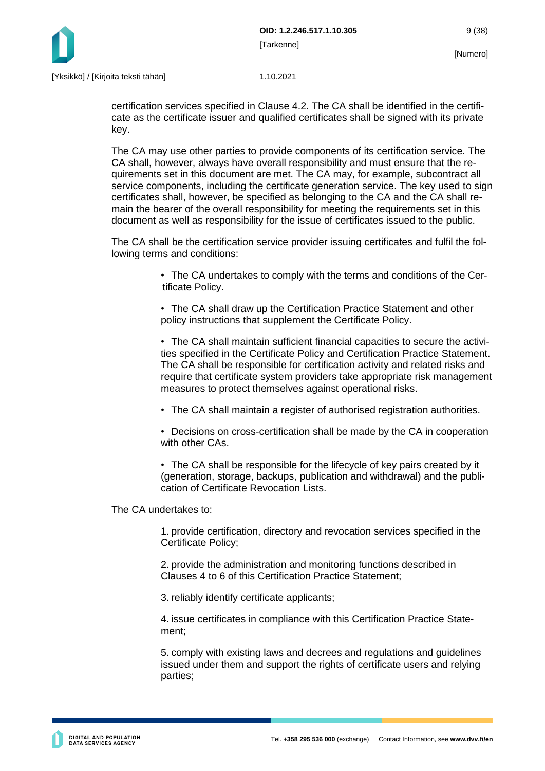certification services specified in Clause 4.2. The CA shall be identified in the certificate as the certificate issuer and qualified certificates shall be signed with its private key.

The CA may use other parties to provide components of its certification service. The CA shall, however, always have overall responsibility and must ensure that the requirements set in this document are met. The CA may, for example, subcontract all service components, including the certificate generation service. The key used to sign certificates shall, however, be specified as belonging to the CA and the CA shall remain the bearer of the overall responsibility for meeting the requirements set in this document as well as responsibility for the issue of certificates issued to the public.

The CA shall be the certification service provider issuing certificates and fulfil the following terms and conditions:

- The CA undertakes to comply with the terms and conditions of the Certificate Policy.
- The CA shall draw up the Certification Practice Statement and other policy instructions that supplement the Certificate Policy.
- The CA shall maintain sufficient financial capacities to secure the activities specified in the Certificate Policy and Certification Practice Statement. The CA shall be responsible for certification activity and related risks and require that certificate system providers take appropriate risk management measures to protect themselves against operational risks.
- The CA shall maintain a register of authorised registration authorities.
- Decisions on cross-certification shall be made by the CA in cooperation with other CAs.
- The CA shall be responsible for the lifecycle of key pairs created by it (generation, storage, backups, publication and withdrawal) and the publication of Certificate Revocation Lists.

The CA undertakes to:

1. provide certification, directory and revocation services specified in the Certificate Policy;
2. provide the administration and monitoring functions described in Clauses 4 to 6 of this Certification Practice Statement;
3. reliably identify certificate applicants;
4. issue certificates in compliance with this Certification Practice Statement;
5. comply with existing laws and decrees and regulations and guidelines issued under them and support the rights of certificate users and relying parties;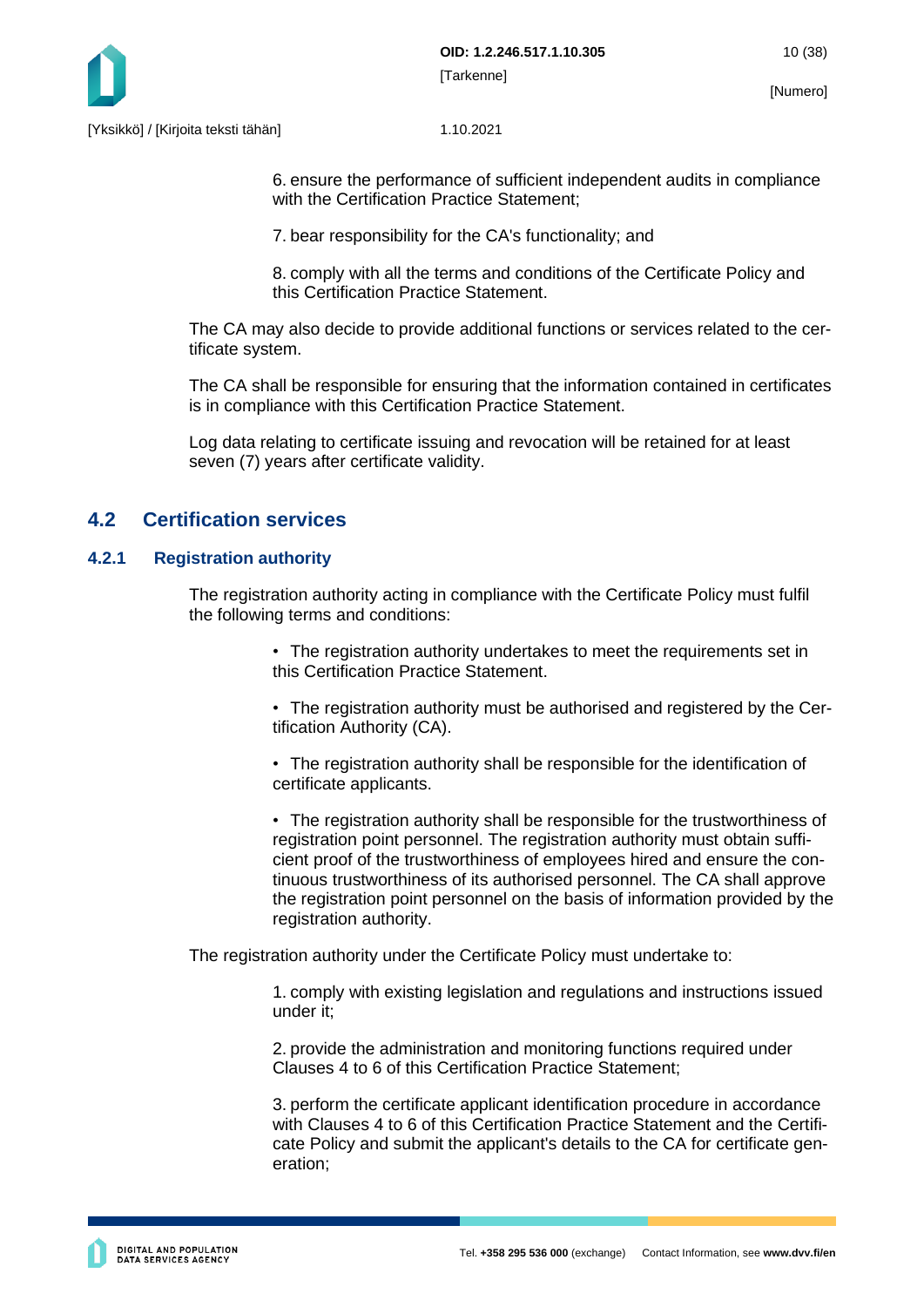6. ensure the performance of sufficient independent audits in compliance with the Certification Practice Statement;

7. bear responsibility for the CA's functionality; and

8. comply with all the terms and conditions of the Certificate Policy and this Certification Practice Statement.

The CA may also decide to provide additional functions or services related to the certificate system.

The CA shall be responsible for ensuring that the information contained in certificates is in compliance with this Certification Practice Statement.

Log data relating to certificate issuing and revocation will be retained for at least seven (7) years after certificate validity.

## 4.2 Certification services

### 4.2.1 Registration authority

The registration authority acting in compliance with the Certificate Policy must fulfil the following terms and conditions:

- The registration authority undertakes to meet the requirements set in this Certification Practice Statement.

- The registration authority must be authorised and registered by the Certification Authority (CA).

- The registration authority shall be responsible for the identification of certificate applicants.

- The registration authority shall be responsible for the trustworthiness of registration point personnel. The registration authority must obtain sufficient proof of the trustworthiness of employees hired and ensure the continuous trustworthiness of its authorised personnel. The CA shall approve the registration point personnel on the basis of information provided by the registration authority.

The registration authority under the Certificate Policy must undertake to:

1. comply with existing legislation and regulations and instructions issued under it;

2. provide the administration and monitoring functions required under Clauses 4 to 6 of this Certification Practice Statement;

3. perform the certificate applicant identification procedure in accordance with Clauses 4 to 6 of this Certification Practice Statement and the Certificate Policy and submit the applicant's details to the CA for certificate generation;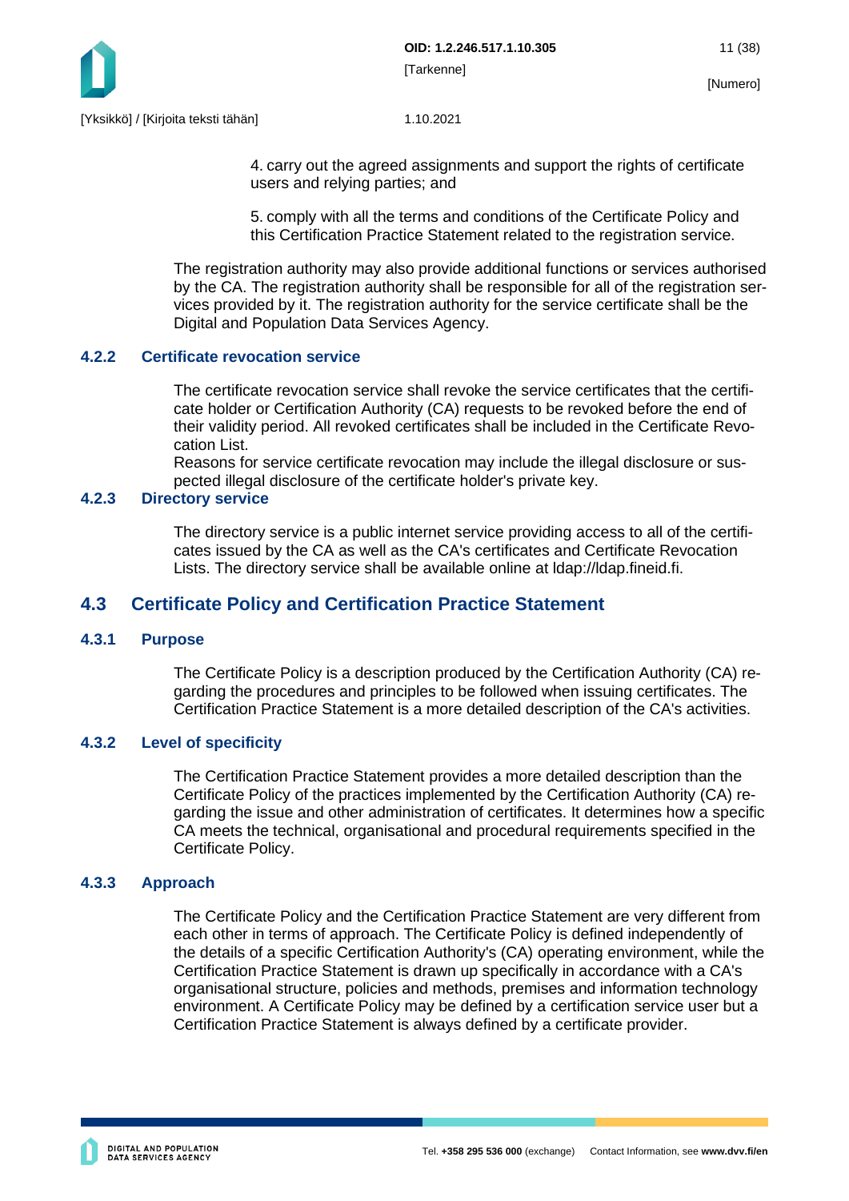4. carry out the agreed assignments and support the rights of certificate users and relying parties; and

5. comply with all the terms and conditions of the Certificate Policy and this Certification Practice Statement related to the registration service.

The registration authority may also provide additional functions or services authorised by the CA. The registration authority shall be responsible for all of the registration services provided by it. The registration authority for the service certificate shall be the Digital and Population Data Services Agency.

### 4.2.2 Certificate revocation service

The certificate revocation service shall revoke the service certificates that the certificate holder or Certification Authority (CA) requests to be revoked before the end of their validity period. All revoked certificates shall be included in the Certificate Revocation List.
Reasons for service certificate revocation may include the illegal disclosure or suspected illegal disclosure of the certificate holder's private key.

### 4.2.3 Directory service

The directory service is a public internet service providing access to all of the certificates issued by the CA as well as the CA's certificates and Certificate Revocation Lists. The directory service shall be available online at ldap://ldap.fineid.fi.

## 4.3 Certificate Policy and Certification Practice Statement

### 4.3.1 Purpose

The Certificate Policy is a description produced by the Certification Authority (CA) regarding the procedures and principles to be followed when issuing certificates. The Certification Practice Statement is a more detailed description of the CA's activities.

### 4.3.2 Level of specificity

The Certification Practice Statement provides a more detailed description than the Certificate Policy of the practices implemented by the Certification Authority (CA) regarding the issue and other administration of certificates. It determines how a specific CA meets the technical, organisational and procedural requirements specified in the Certificate Policy.

### 4.3.3 Approach

The Certificate Policy and the Certification Practice Statement are very different from each other in terms of approach. The Certificate Policy is defined independently of the details of a specific Certification Authority's (CA) operating environment, while the Certification Practice Statement is drawn up specifically in accordance with a CA's organisational structure, policies and methods, premises and information technology environment. A Certificate Policy may be defined by a certification service user but a Certification Practice Statement is always defined by a certificate provider.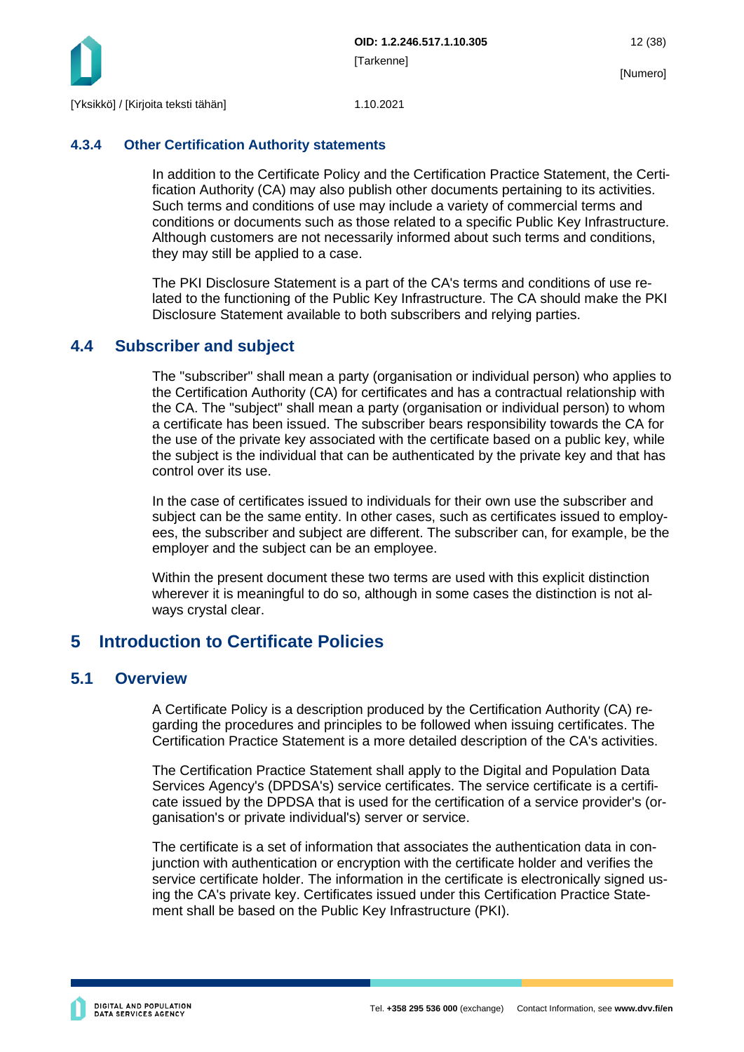### 4.3.4 Other Certification Authority statements

In addition to the Certificate Policy and the Certification Practice Statement, the Certification Authority (CA) may also publish other documents pertaining to its activities. Such terms and conditions of use may include a variety of commercial terms and conditions or documents such as those related to a specific Public Key Infrastructure. Although customers are not necessarily informed about such terms and conditions, they may still be applied to a case.

The PKI Disclosure Statement is a part of the CA's terms and conditions of use related to the functioning of the Public Key Infrastructure. The CA should make the PKI Disclosure Statement available to both subscribers and relying parties.

## 4.4 Subscriber and subject

The "subscriber" shall mean a party (organisation or individual person) who applies to the Certification Authority (CA) for certificates and has a contractual relationship with the CA. The "subject" shall mean a party (organisation or individual person) to whom a certificate has been issued. The subscriber bears responsibility towards the CA for the use of the private key associated with the certificate based on a public key, while the subject is the individual that can be authenticated by the private key and that has control over its use.

In the case of certificates issued to individuals for their own use the subscriber and subject can be the same entity. In other cases, such as certificates issued to employees, the subscriber and subject are different. The subscriber can, for example, be the employer and the subject can be an employee.

Within the present document these two terms are used with this explicit distinction wherever it is meaningful to do so, although in some cases the distinction is not always crystal clear.

# 5 Introduction to Certificate Policies

## 5.1 Overview

A Certificate Policy is a description produced by the Certification Authority (CA) regarding the procedures and principles to be followed when issuing certificates. The Certification Practice Statement is a more detailed description of the CA's activities.

The Certification Practice Statement shall apply to the Digital and Population Data Services Agency's (DPDSA's) service certificates. The service certificate is a certificate issued by the DPDSA that is used for the certification of a service provider's (organisation's or private individual's) server or service.

The certificate is a set of information that associates the authentication data in conjunction with authentication or encryption with the certificate holder and verifies the service certificate holder. The information in the certificate is electronically signed using the CA's private key. Certificates issued under this Certification Practice Statement shall be based on the Public Key Infrastructure (PKI).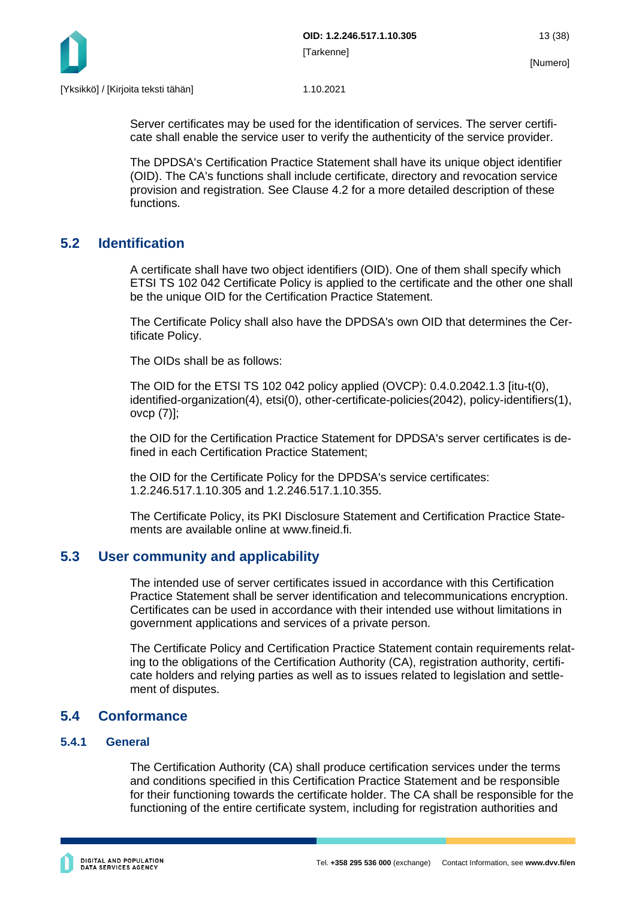Server certificates may be used for the identification of services. The server certificate shall enable the service user to verify the authenticity of the service provider.

The DPDSA's Certification Practice Statement shall have its unique object identifier (OID). The CA's functions shall include certificate, directory and revocation service provision and registration. See Clause 4.2 for a more detailed description of these functions.

## 5.2 Identification

A certificate shall have two object identifiers (OID). One of them shall specify which ETSI TS 102 042 Certificate Policy is applied to the certificate and the other one shall be the unique OID for the Certification Practice Statement.

The Certificate Policy shall also have the DPDSA's own OID that determines the Certificate Policy.

The OIDs shall be as follows:

The OID for the ETSI TS 102 042 policy applied (OVCP): 0.4.0.2042.1.3 [itu-t(0), identified-organization(4), etsi(0), other-certificate-policies(2042), policy-identifiers(1), ovcp (7)];

the OID for the Certification Practice Statement for DPDSA's server certificates is defined in each Certification Practice Statement;

the OID for the Certificate Policy for the DPDSA's service certificates: 1.2.246.517.1.10.305 and 1.2.246.517.1.10.355.

The Certificate Policy, its PKI Disclosure Statement and Certification Practice Statements are available online at www.fineid.fi.

## 5.3 User community and applicability

The intended use of server certificates issued in accordance with this Certification Practice Statement shall be server identification and telecommunications encryption. Certificates can be used in accordance with their intended use without limitations in government applications and services of a private person.

The Certificate Policy and Certification Practice Statement contain requirements relating to the obligations of the Certification Authority (CA), registration authority, certificate holders and relying parties as well as to issues related to legislation and settlement of disputes.

## 5.4 Conformance

### 5.4.1 General

The Certification Authority (CA) shall produce certification services under the terms and conditions specified in this Certification Practice Statement and be responsible for their functioning towards the certificate holder. The CA shall be responsible for the functioning of the entire certificate system, including for registration authorities and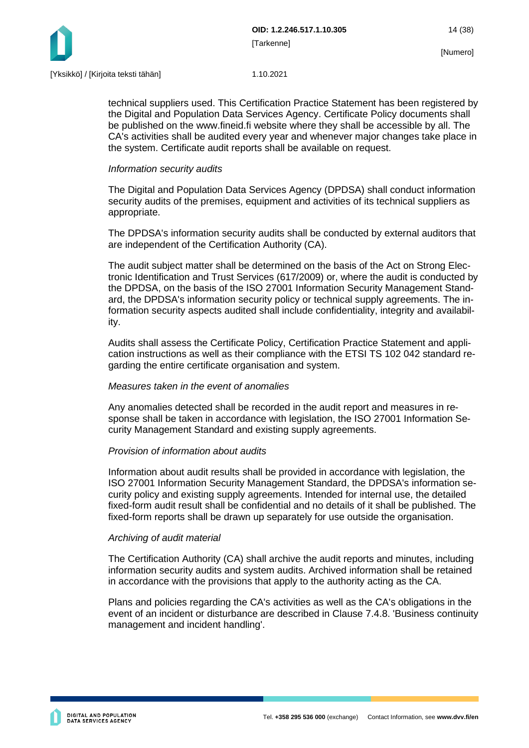technical suppliers used. This Certification Practice Statement has been registered by the Digital and Population Data Services Agency. Certificate Policy documents shall be published on the www.fineid.fi website where they shall be accessible by all. The CA's activities shall be audited every year and whenever major changes take place in the system. Certificate audit reports shall be available on request.

*Information security audits*

The Digital and Population Data Services Agency (DPDSA) shall conduct information security audits of the premises, equipment and activities of its technical suppliers as appropriate.

The DPDSA's information security audits shall be conducted by external auditors that are independent of the Certification Authority (CA).

The audit subject matter shall be determined on the basis of the Act on Strong Electronic Identification and Trust Services (617/2009) or, where the audit is conducted by the DPDSA, on the basis of the ISO 27001 Information Security Management Standard, the DPDSA's information security policy or technical supply agreements. The information security aspects audited shall include confidentiality, integrity and availability.

Audits shall assess the Certificate Policy, Certification Practice Statement and application instructions as well as their compliance with the ETSI TS 102 042 standard regarding the entire certificate organisation and system.

*Measures taken in the event of anomalies*

Any anomalies detected shall be recorded in the audit report and measures in response shall be taken in accordance with legislation, the ISO 27001 Information Security Management Standard and existing supply agreements.

*Provision of information about audits*

Information about audit results shall be provided in accordance with legislation, the ISO 27001 Information Security Management Standard, the DPDSA's information security policy and existing supply agreements. Intended for internal use, the detailed fixed-form audit result shall be confidential and no details of it shall be published. The fixed-form reports shall be drawn up separately for use outside the organisation.

*Archiving of audit material*

The Certification Authority (CA) shall archive the audit reports and minutes, including information security audits and system audits. Archived information shall be retained in accordance with the provisions that apply to the authority acting as the CA.

Plans and policies regarding the CA's activities as well as the CA's obligations in the event of an incident or disturbance are described in Clause 7.4.8. 'Business continuity management and incident handling'.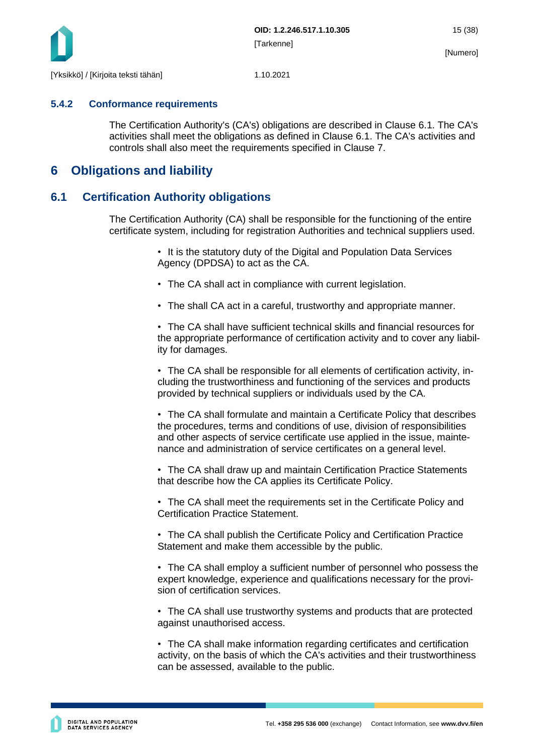### 5.4.2 Conformance requirements

The Certification Authority's (CA's) obligations are described in Clause 6.1. The CA's activities shall meet the obligations as defined in Clause 6.1. The CA's activities and controls shall also meet the requirements specified in Clause 7.

# 6 Obligations and liability

## 6.1 Certification Authority obligations

The Certification Authority (CA) shall be responsible for the functioning of the entire certificate system, including for registration Authorities and technical suppliers used.

- It is the statutory duty of the Digital and Population Data Services Agency (DPDSA) to act as the CA.
- The CA shall act in compliance with current legislation.
- The shall CA act in a careful, trustworthy and appropriate manner.
- The CA shall have sufficient technical skills and financial resources for the appropriate performance of certification activity and to cover any liability for damages.
- The CA shall be responsible for all elements of certification activity, including the trustworthiness and functioning of the services and products provided by technical suppliers or individuals used by the CA.
- The CA shall formulate and maintain a Certificate Policy that describes the procedures, terms and conditions of use, division of responsibilities and other aspects of service certificate use applied in the issue, maintenance and administration of service certificates on a general level.
- The CA shall draw up and maintain Certification Practice Statements that describe how the CA applies its Certificate Policy.
- The CA shall meet the requirements set in the Certificate Policy and Certification Practice Statement.
- The CA shall publish the Certificate Policy and Certification Practice Statement and make them accessible by the public.
- The CA shall employ a sufficient number of personnel who possess the expert knowledge, experience and qualifications necessary for the provision of certification services.
- The CA shall use trustworthy systems and products that are protected against unauthorised access.
- The CA shall make information regarding certificates and certification activity, on the basis of which the CA's activities and their trustworthiness can be assessed, available to the public.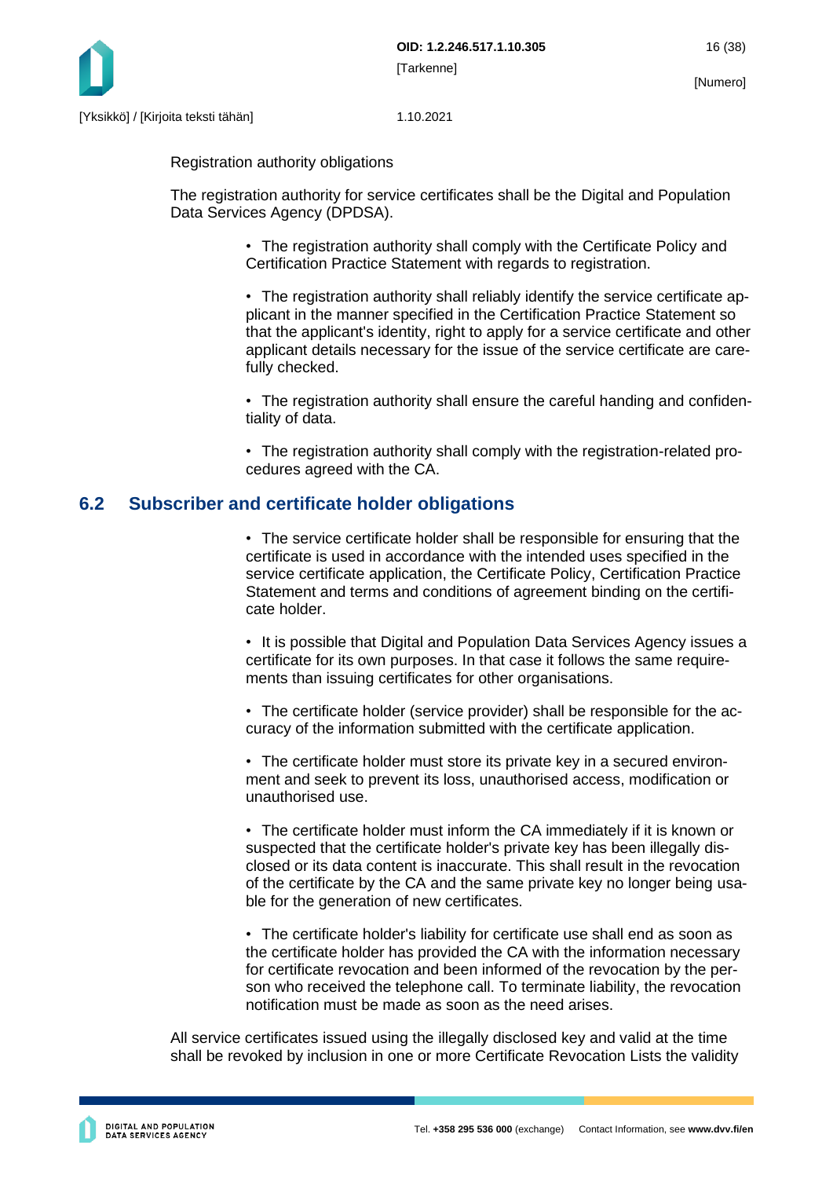Registration authority obligations

The registration authority for service certificates shall be the Digital and Population Data Services Agency (DPDSA).

- The registration authority shall comply with the Certificate Policy and Certification Practice Statement with regards to registration.
- The registration authority shall reliably identify the service certificate applicant in the manner specified in the Certification Practice Statement so that the applicant's identity, right to apply for a service certificate and other applicant details necessary for the issue of the service certificate are carefully checked.
- The registration authority shall ensure the careful handing and confidentiality of data.
- The registration authority shall comply with the registration-related procedures agreed with the CA.

## 6.2 Subscriber and certificate holder obligations

- The service certificate holder shall be responsible for ensuring that the certificate is used in accordance with the intended uses specified in the service certificate application, the Certificate Policy, Certification Practice Statement and terms and conditions of agreement binding on the certificate holder.
- It is possible that Digital and Population Data Services Agency issues a certificate for its own purposes. In that case it follows the same requirements than issuing certificates for other organisations.
- The certificate holder (service provider) shall be responsible for the accuracy of the information submitted with the certificate application.
- The certificate holder must store its private key in a secured environment and seek to prevent its loss, unauthorised access, modification or unauthorised use.
- The certificate holder must inform the CA immediately if it is known or suspected that the certificate holder's private key has been illegally disclosed or its data content is inaccurate. This shall result in the revocation of the certificate by the CA and the same private key no longer being usable for the generation of new certificates.
- The certificate holder's liability for certificate use shall end as soon as the certificate holder has provided the CA with the information necessary for certificate revocation and been informed of the revocation by the person who received the telephone call. To terminate liability, the revocation notification must be made as soon as the need arises.

All service certificates issued using the illegally disclosed key and valid at the time shall be revoked by inclusion in one or more Certificate Revocation Lists the validity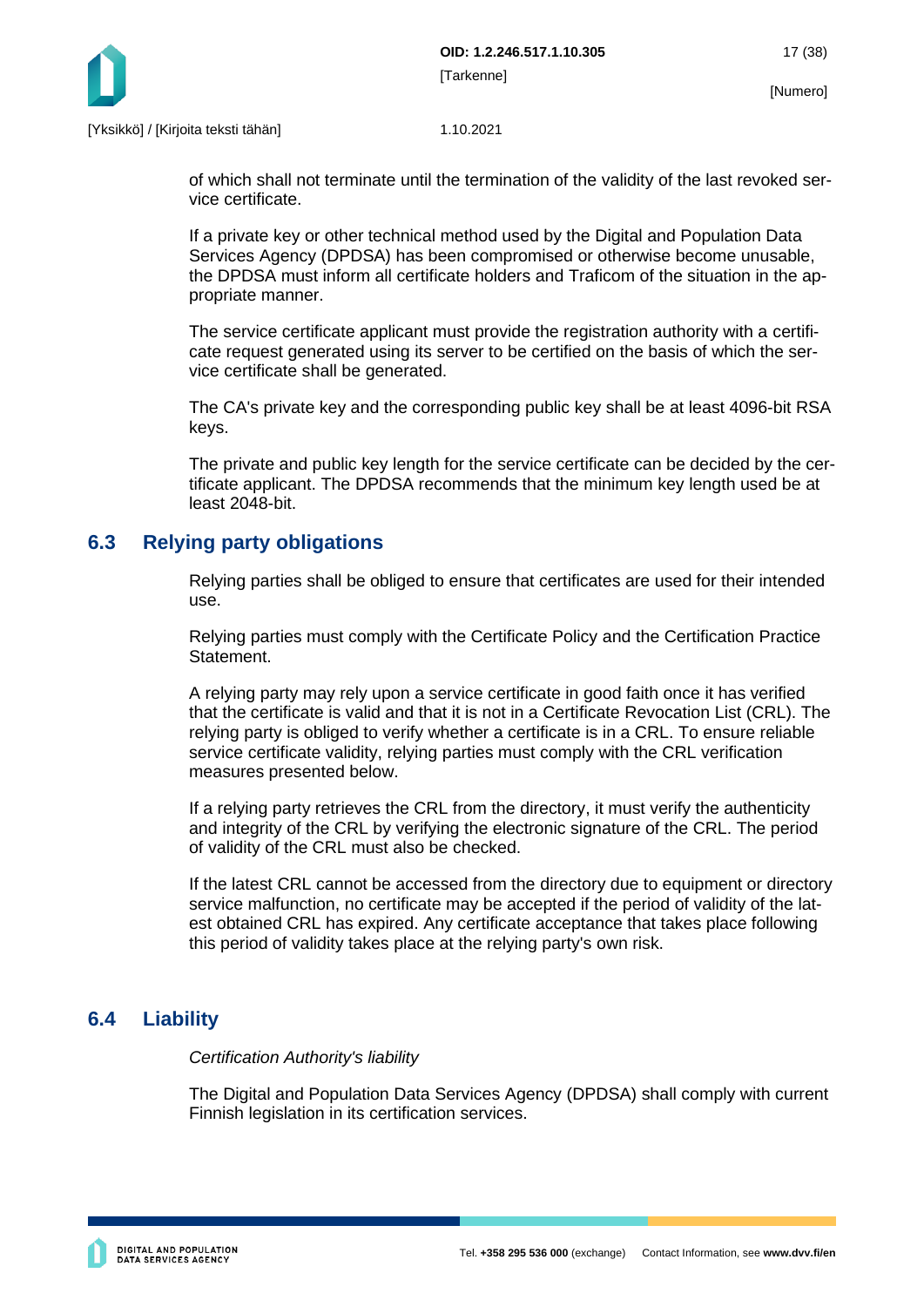of which shall not terminate until the termination of the validity of the last revoked service certificate.

If a private key or other technical method used by the Digital and Population Data Services Agency (DPDSA) has been compromised or otherwise become unusable, the DPDSA must inform all certificate holders and Traficom of the situation in the appropriate manner.

The service certificate applicant must provide the registration authority with a certificate request generated using its server to be certified on the basis of which the service certificate shall be generated.

The CA's private key and the corresponding public key shall be at least 4096-bit RSA keys.

The private and public key length for the service certificate can be decided by the certificate applicant. The DPDSA recommends that the minimum key length used be at least 2048-bit.

## 6.3 Relying party obligations

Relying parties shall be obliged to ensure that certificates are used for their intended use.

Relying parties must comply with the Certificate Policy and the Certification Practice Statement.

A relying party may rely upon a service certificate in good faith once it has verified that the certificate is valid and that it is not in a Certificate Revocation List (CRL). The relying party is obliged to verify whether a certificate is in a CRL. To ensure reliable service certificate validity, relying parties must comply with the CRL verification measures presented below.

If a relying party retrieves the CRL from the directory, it must verify the authenticity and integrity of the CRL by verifying the electronic signature of the CRL. The period of validity of the CRL must also be checked.

If the latest CRL cannot be accessed from the directory due to equipment or directory service malfunction, no certificate may be accepted if the period of validity of the latest obtained CRL has expired. Any certificate acceptance that takes place following this period of validity takes place at the relying party's own risk.

## 6.4 Liability

*Certification Authority's liability*

The Digital and Population Data Services Agency (DPDSA) shall comply with current Finnish legislation in its certification services.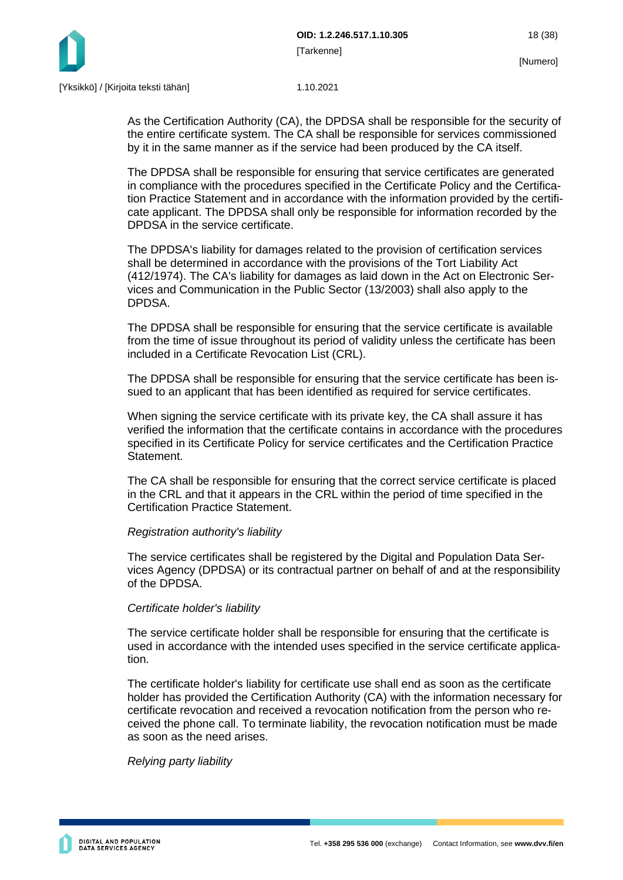As the Certification Authority (CA), the DPDSA shall be responsible for the security of the entire certificate system. The CA shall be responsible for services commissioned by it in the same manner as if the service had been produced by the CA itself.

The DPDSA shall be responsible for ensuring that service certificates are generated in compliance with the procedures specified in the Certificate Policy and the Certification Practice Statement and in accordance with the information provided by the certificate applicant. The DPDSA shall only be responsible for information recorded by the DPDSA in the service certificate.

The DPDSA's liability for damages related to the provision of certification services shall be determined in accordance with the provisions of the Tort Liability Act (412/1974). The CA's liability for damages as laid down in the Act on Electronic Services and Communication in the Public Sector (13/2003) shall also apply to the DPDSA.

The DPDSA shall be responsible for ensuring that the service certificate is available from the time of issue throughout its period of validity unless the certificate has been included in a Certificate Revocation List (CRL).

The DPDSA shall be responsible for ensuring that the service certificate has been issued to an applicant that has been identified as required for service certificates.

When signing the service certificate with its private key, the CA shall assure it has verified the information that the certificate contains in accordance with the procedures specified in its Certificate Policy for service certificates and the Certification Practice Statement.

The CA shall be responsible for ensuring that the correct service certificate is placed in the CRL and that it appears in the CRL within the period of time specified in the Certification Practice Statement.

*Registration authority's liability*

The service certificates shall be registered by the Digital and Population Data Services Agency (DPDSA) or its contractual partner on behalf of and at the responsibility of the DPDSA.

*Certificate holder's liability*

The service certificate holder shall be responsible for ensuring that the certificate is used in accordance with the intended uses specified in the service certificate application.

The certificate holder's liability for certificate use shall end as soon as the certificate holder has provided the Certification Authority (CA) with the information necessary for certificate revocation and received a revocation notification from the person who received the phone call. To terminate liability, the revocation notification must be made as soon as the need arises.

*Relying party liability*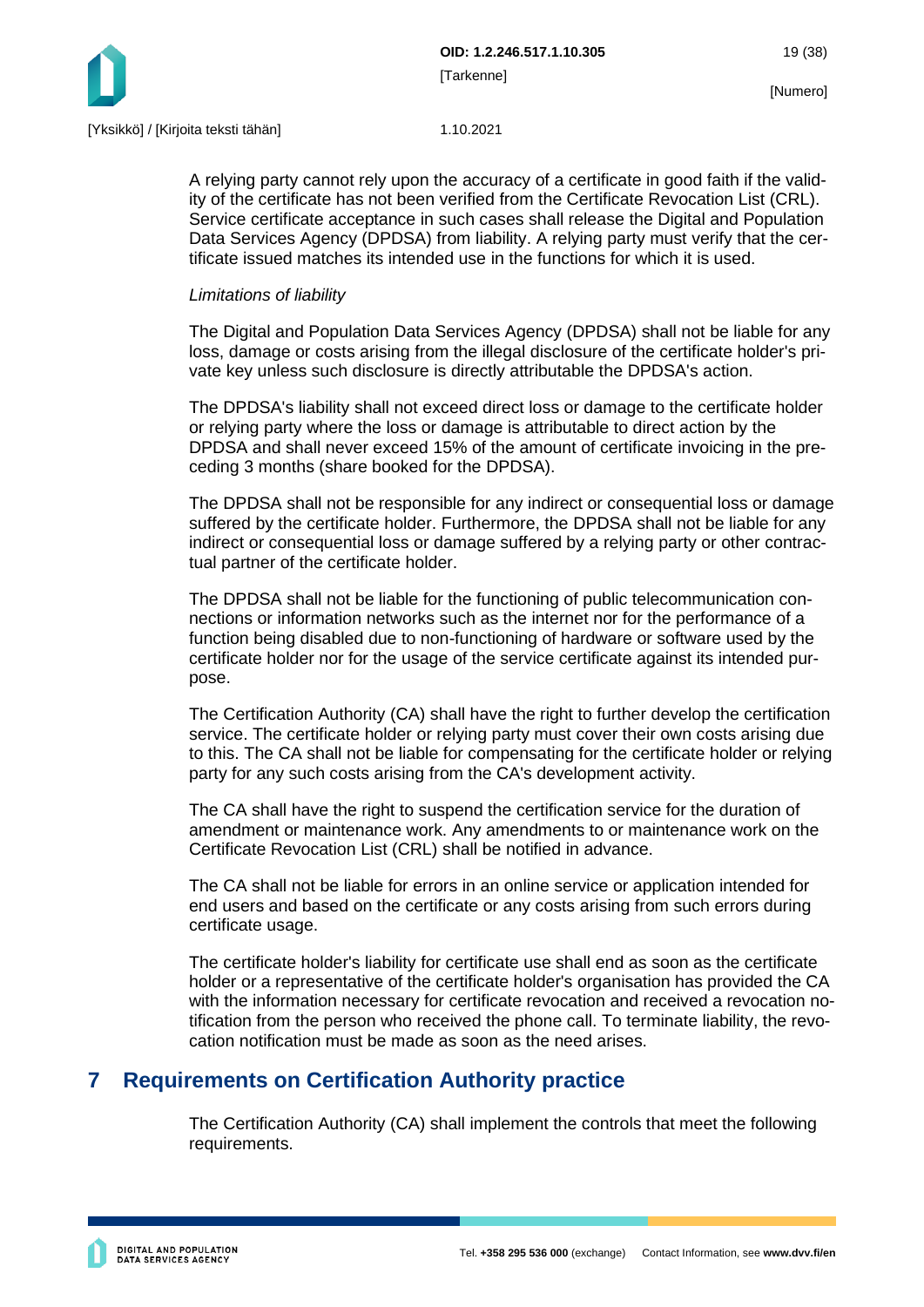A relying party cannot rely upon the accuracy of a certificate in good faith if the validity of the certificate has not been verified from the Certificate Revocation List (CRL). Service certificate acceptance in such cases shall release the Digital and Population Data Services Agency (DPDSA) from liability. A relying party must verify that the certificate issued matches its intended use in the functions for which it is used.

*Limitations of liability*

The Digital and Population Data Services Agency (DPDSA) shall not be liable for any loss, damage or costs arising from the illegal disclosure of the certificate holder's private key unless such disclosure is directly attributable the DPDSA's action.

The DPDSA's liability shall not exceed direct loss or damage to the certificate holder or relying party where the loss or damage is attributable to direct action by the DPDSA and shall never exceed 15% of the amount of certificate invoicing in the preceding 3 months (share booked for the DPDSA).

The DPDSA shall not be responsible for any indirect or consequential loss or damage suffered by the certificate holder. Furthermore, the DPDSA shall not be liable for any indirect or consequential loss or damage suffered by a relying party or other contractual partner of the certificate holder.

The DPDSA shall not be liable for the functioning of public telecommunication connections or information networks such as the internet nor for the performance of a function being disabled due to non-functioning of hardware or software used by the certificate holder nor for the usage of the service certificate against its intended purpose.

The Certification Authority (CA) shall have the right to further develop the certification service. The certificate holder or relying party must cover their own costs arising due to this. The CA shall not be liable for compensating for the certificate holder or relying party for any such costs arising from the CA's development activity.

The CA shall have the right to suspend the certification service for the duration of amendment or maintenance work. Any amendments to or maintenance work on the Certificate Revocation List (CRL) shall be notified in advance.

The CA shall not be liable for errors in an online service or application intended for end users and based on the certificate or any costs arising from such errors during certificate usage.

The certificate holder's liability for certificate use shall end as soon as the certificate holder or a representative of the certificate holder's organisation has provided the CA with the information necessary for certificate revocation and received a revocation notification from the person who received the phone call. To terminate liability, the revocation notification must be made as soon as the need arises.

# 7 Requirements on Certification Authority practice

The Certification Authority (CA) shall implement the controls that meet the following requirements.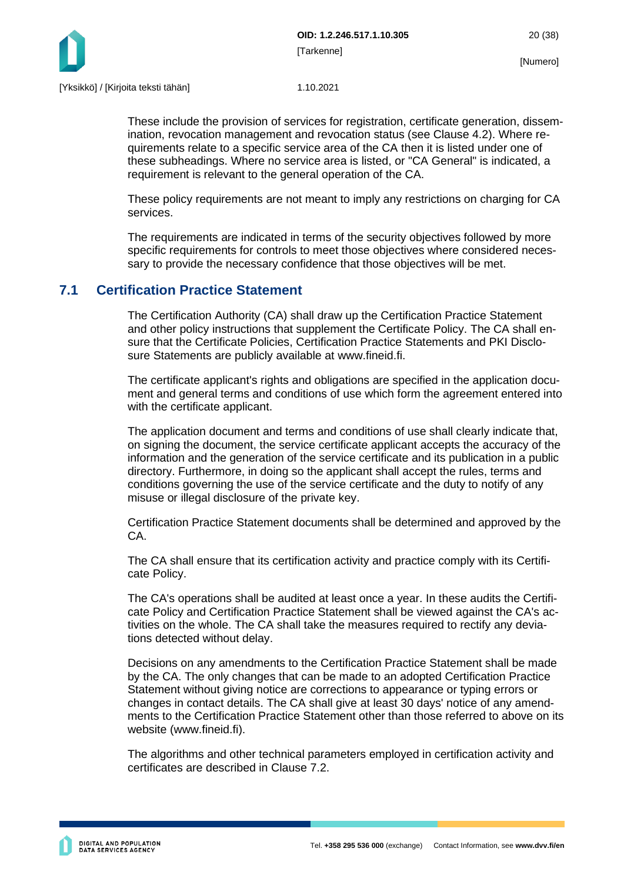These include the provision of services for registration, certificate generation, dissemination, revocation management and revocation status (see Clause 4.2). Where requirements relate to a specific service area of the CA then it is listed under one of these subheadings. Where no service area is listed, or "CA General" is indicated, a requirement is relevant to the general operation of the CA.

These policy requirements are not meant to imply any restrictions on charging for CA services.

The requirements are indicated in terms of the security objectives followed by more specific requirements for controls to meet those objectives where considered necessary to provide the necessary confidence that those objectives will be met.

## 7.1 Certification Practice Statement

The Certification Authority (CA) shall draw up the Certification Practice Statement and other policy instructions that supplement the Certificate Policy. The CA shall ensure that the Certificate Policies, Certification Practice Statements and PKI Disclosure Statements are publicly available at www.fineid.fi.

The certificate applicant's rights and obligations are specified in the application document and general terms and conditions of use which form the agreement entered into with the certificate applicant.

The application document and terms and conditions of use shall clearly indicate that, on signing the document, the service certificate applicant accepts the accuracy of the information and the generation of the service certificate and its publication in a public directory. Furthermore, in doing so the applicant shall accept the rules, terms and conditions governing the use of the service certificate and the duty to notify of any misuse or illegal disclosure of the private key.

Certification Practice Statement documents shall be determined and approved by the CA.

The CA shall ensure that its certification activity and practice comply with its Certificate Policy.

The CA's operations shall be audited at least once a year. In these audits the Certificate Policy and Certification Practice Statement shall be viewed against the CA's activities on the whole. The CA shall take the measures required to rectify any deviations detected without delay.

Decisions on any amendments to the Certification Practice Statement shall be made by the CA. The only changes that can be made to an adopted Certification Practice Statement without giving notice are corrections to appearance or typing errors or changes in contact details. The CA shall give at least 30 days' notice of any amendments to the Certification Practice Statement other than those referred to above on its website (www.fineid.fi).

The algorithms and other technical parameters employed in certification activity and certificates are described in Clause 7.2.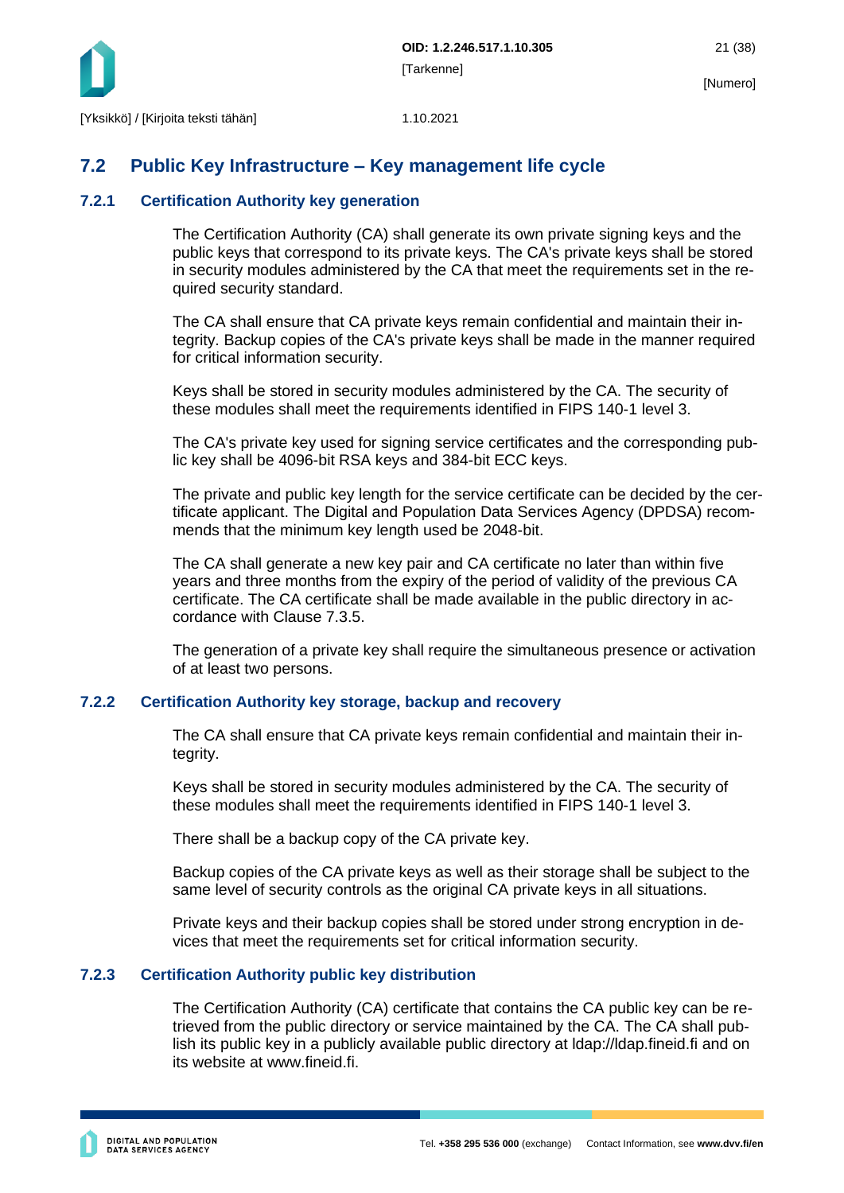## 7.2 Public Key Infrastructure – Key management life cycle

### 7.2.1 Certification Authority key generation

The Certification Authority (CA) shall generate its own private signing keys and the public keys that correspond to its private keys. The CA's private keys shall be stored in security modules administered by the CA that meet the requirements set in the required security standard.

The CA shall ensure that CA private keys remain confidential and maintain their integrity. Backup copies of the CA's private keys shall be made in the manner required for critical information security.

Keys shall be stored in security modules administered by the CA. The security of these modules shall meet the requirements identified in FIPS 140-1 level 3.

The CA's private key used for signing service certificates and the corresponding public key shall be 4096-bit RSA keys and 384-bit ECC keys.

The private and public key length for the service certificate can be decided by the certificate applicant. The Digital and Population Data Services Agency (DPDSA) recommends that the minimum key length used be 2048-bit.

The CA shall generate a new key pair and CA certificate no later than within five years and three months from the expiry of the period of validity of the previous CA certificate. The CA certificate shall be made available in the public directory in accordance with Clause 7.3.5.

The generation of a private key shall require the simultaneous presence or activation of at least two persons.

### 7.2.2 Certification Authority key storage, backup and recovery

The CA shall ensure that CA private keys remain confidential and maintain their integrity.

Keys shall be stored in security modules administered by the CA. The security of these modules shall meet the requirements identified in FIPS 140-1 level 3.

There shall be a backup copy of the CA private key.

Backup copies of the CA private keys as well as their storage shall be subject to the same level of security controls as the original CA private keys in all situations.

Private keys and their backup copies shall be stored under strong encryption in devices that meet the requirements set for critical information security.

### 7.2.3 Certification Authority public key distribution

The Certification Authority (CA) certificate that contains the CA public key can be retrieved from the public directory or service maintained by the CA. The CA shall publish its public key in a publicly available public directory at ldap://ldap.fineid.fi and on its website at www.fineid.fi.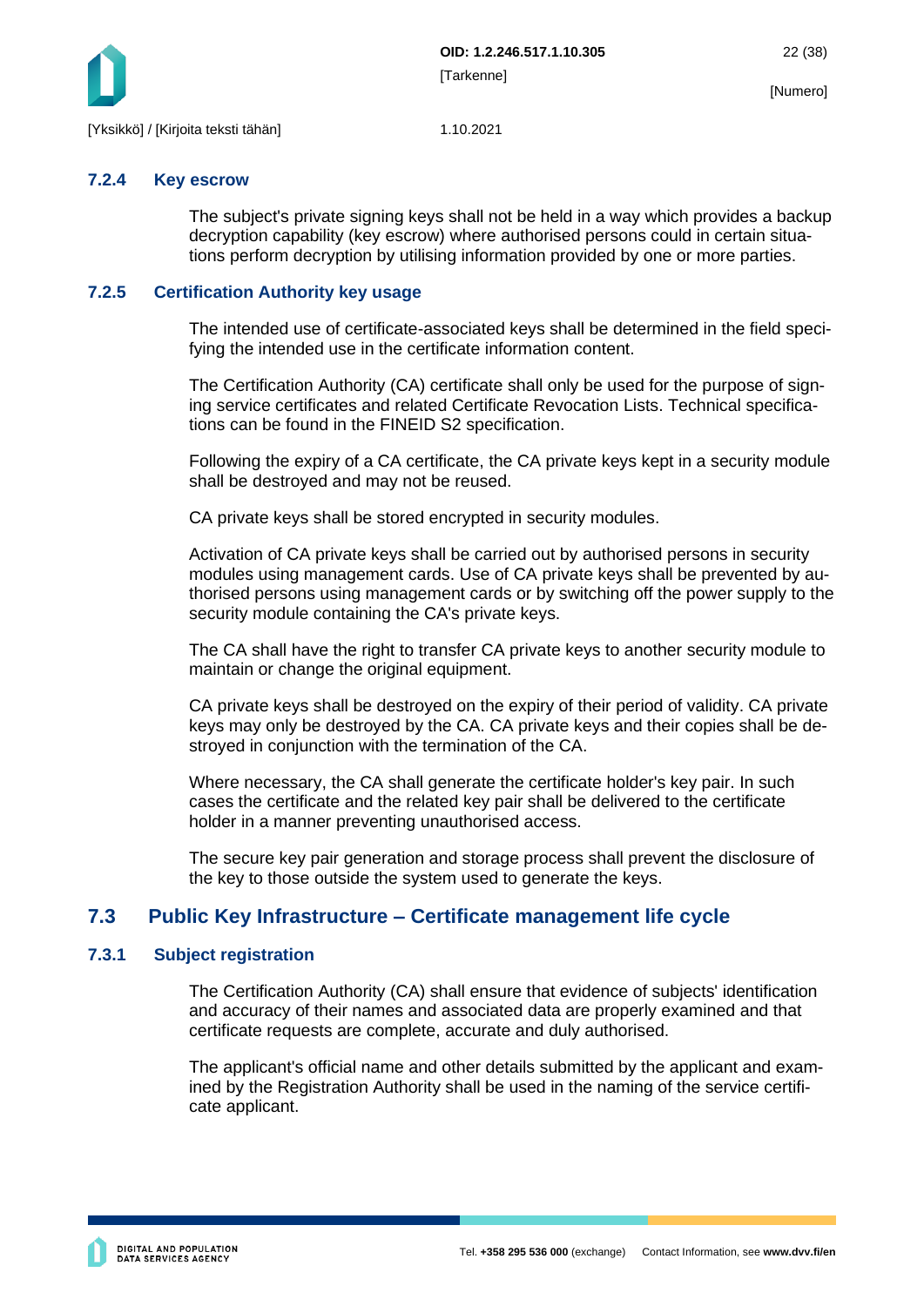#### 7.2.4 Key escrow

The subject's private signing keys shall not be held in a way which provides a backup decryption capability (key escrow) where authorised persons could in certain situations perform decryption by utilising information provided by one or more parties.

#### 7.2.5 Certification Authority key usage

The intended use of certificate-associated keys shall be determined in the field specifying the intended use in the certificate information content.

The Certification Authority (CA) certificate shall only be used for the purpose of signing service certificates and related Certificate Revocation Lists. Technical specifications can be found in the FINEID S2 specification.

Following the expiry of a CA certificate, the CA private keys kept in a security module shall be destroyed and may not be reused.

CA private keys shall be stored encrypted in security modules.

Activation of CA private keys shall be carried out by authorised persons in security modules using management cards. Use of CA private keys shall be prevented by authorised persons using management cards or by switching off the power supply to the security module containing the CA's private keys.

The CA shall have the right to transfer CA private keys to another security module to maintain or change the original equipment.

CA private keys shall be destroyed on the expiry of their period of validity. CA private keys may only be destroyed by the CA. CA private keys and their copies shall be destroyed in conjunction with the termination of the CA.

Where necessary, the CA shall generate the certificate holder's key pair. In such cases the certificate and the related key pair shall be delivered to the certificate holder in a manner preventing unauthorised access.

The secure key pair generation and storage process shall prevent the disclosure of the key to those outside the system used to generate the keys.

### 7.3 Public Key Infrastructure – Certificate management life cycle

#### 7.3.1 Subject registration

The Certification Authority (CA) shall ensure that evidence of subjects' identification and accuracy of their names and associated data are properly examined and that certificate requests are complete, accurate and duly authorised.

The applicant's official name and other details submitted by the applicant and examined by the Registration Authority shall be used in the naming of the service certificate applicant.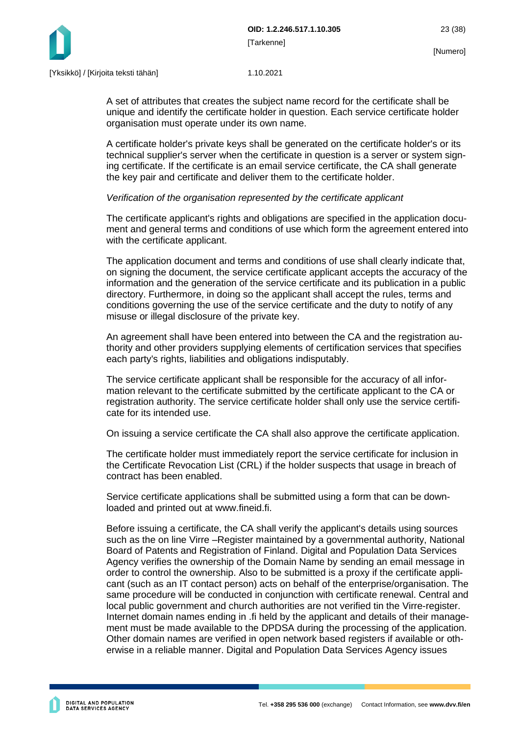A set of attributes that creates the subject name record for the certificate shall be unique and identify the certificate holder in question. Each service certificate holder organisation must operate under its own name.

A certificate holder's private keys shall be generated on the certificate holder's or its technical supplier's server when the certificate in question is a server or system signing certificate. If the certificate is an email service certificate, the CA shall generate the key pair and certificate and deliver them to the certificate holder.

*Verification of the organisation represented by the certificate applicant*

The certificate applicant's rights and obligations are specified in the application document and general terms and conditions of use which form the agreement entered into with the certificate applicant.

The application document and terms and conditions of use shall clearly indicate that, on signing the document, the service certificate applicant accepts the accuracy of the information and the generation of the service certificate and its publication in a public directory. Furthermore, in doing so the applicant shall accept the rules, terms and conditions governing the use of the service certificate and the duty to notify of any misuse or illegal disclosure of the private key.

An agreement shall have been entered into between the CA and the registration authority and other providers supplying elements of certification services that specifies each party's rights, liabilities and obligations indisputably.

The service certificate applicant shall be responsible for the accuracy of all information relevant to the certificate submitted by the certificate applicant to the CA or registration authority. The service certificate holder shall only use the service certificate for its intended use.

On issuing a service certificate the CA shall also approve the certificate application.

The certificate holder must immediately report the service certificate for inclusion in the Certificate Revocation List (CRL) if the holder suspects that usage in breach of contract has been enabled.

Service certificate applications shall be submitted using a form that can be downloaded and printed out at www.fineid.fi.

Before issuing a certificate, the CA shall verify the applicant's details using sources such as the on line Virre –Register maintained by a governmental authority, National Board of Patents and Registration of Finland. Digital and Population Data Services Agency verifies the ownership of the Domain Name by sending an email message in order to control the ownership. Also to be submitted is a proxy if the certificate applicant (such as an IT contact person) acts on behalf of the enterprise/organisation. The same procedure will be conducted in conjunction with certificate renewal. Central and local public government and church authorities are not verified tin the Virre-register. Internet domain names ending in .fi held by the applicant and details of their management must be made available to the DPDSA during the processing of the application. Other domain names are verified in open network based registers if available or otherwise in a reliable manner. Digital and Population Data Services Agency issues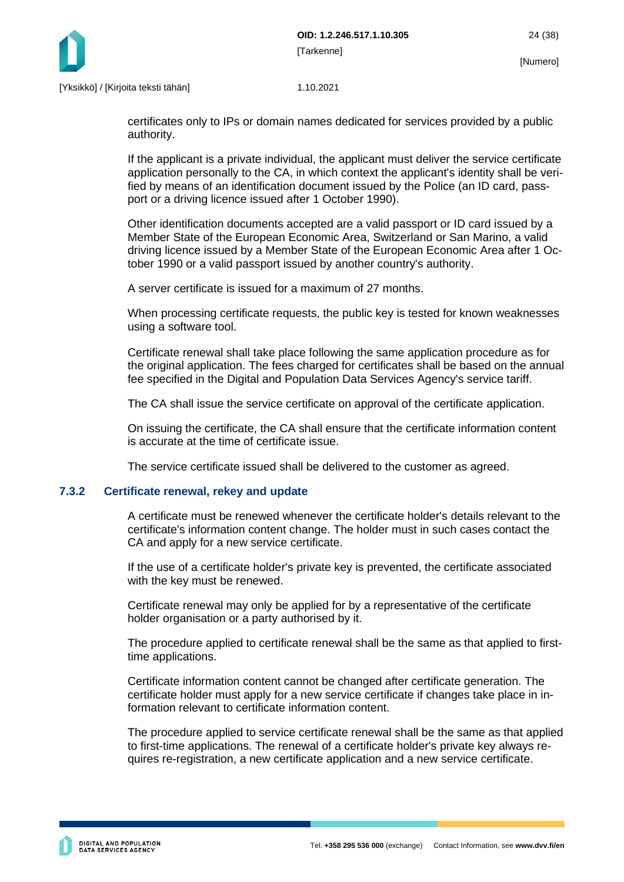certificates only to IPs or domain names dedicated for services provided by a public authority.

If the applicant is a private individual, the applicant must deliver the service certificate application personally to the CA, in which context the applicant's identity shall be verified by means of an identification document issued by the Police (an ID card, passport or a driving licence issued after 1 October 1990).

Other identification documents accepted are a valid passport or ID card issued by a Member State of the European Economic Area, Switzerland or San Marino, a valid driving licence issued by a Member State of the European Economic Area after 1 October 1990 or a valid passport issued by another country's authority.

A server certificate is issued for a maximum of 27 months.

When processing certificate requests, the public key is tested for known weaknesses using a software tool.

Certificate renewal shall take place following the same application procedure as for the original application. The fees charged for certificates shall be based on the annual fee specified in the Digital and Population Data Services Agency's service tariff.

The CA shall issue the service certificate on approval of the certificate application.

On issuing the certificate, the CA shall ensure that the certificate information content is accurate at the time of certificate issue.

The service certificate issued shall be delivered to the customer as agreed.

### 7.3.2 Certificate renewal, rekey and update

A certificate must be renewed whenever the certificate holder's details relevant to the certificate's information content change. The holder must in such cases contact the CA and apply for a new service certificate.

If the use of a certificate holder's private key is prevented, the certificate associated with the key must be renewed.

Certificate renewal may only be applied for by a representative of the certificate holder organisation or a party authorised by it.

The procedure applied to certificate renewal shall be the same as that applied to first-time applications.

Certificate information content cannot be changed after certificate generation. The certificate holder must apply for a new service certificate if changes take place in information relevant to certificate information content.

The procedure applied to service certificate renewal shall be the same as that applied to first-time applications. The renewal of a certificate holder's private key always requires re-registration, a new certificate application and a new service certificate.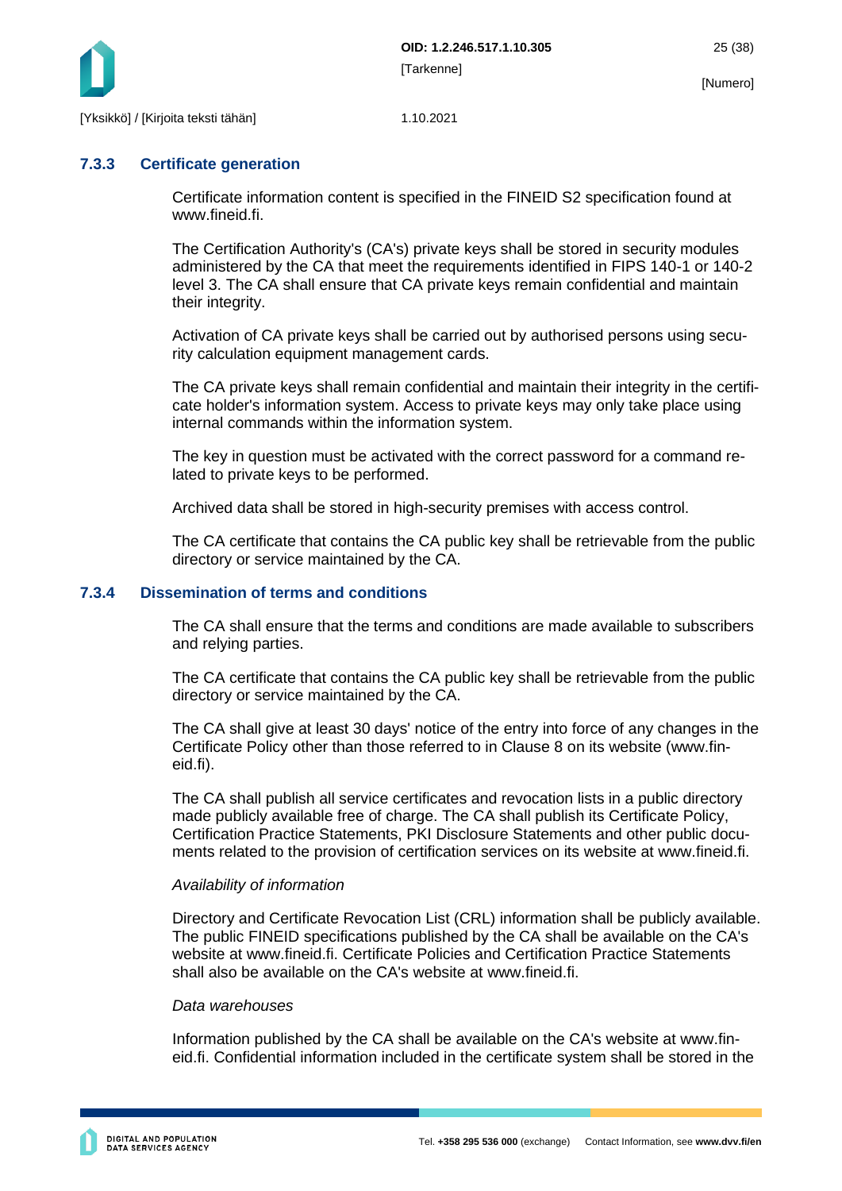### 7.3.3 Certificate generation

Certificate information content is specified in the FINEID S2 specification found at www.fineid.fi.

The Certification Authority's (CA's) private keys shall be stored in security modules administered by the CA that meet the requirements identified in FIPS 140-1 or 140-2 level 3. The CA shall ensure that CA private keys remain confidential and maintain their integrity.

Activation of CA private keys shall be carried out by authorised persons using security calculation equipment management cards.

The CA private keys shall remain confidential and maintain their integrity in the certificate holder's information system. Access to private keys may only take place using internal commands within the information system.

The key in question must be activated with the correct password for a command related to private keys to be performed.

Archived data shall be stored in high-security premises with access control.

The CA certificate that contains the CA public key shall be retrievable from the public directory or service maintained by the CA.

### 7.3.4 Dissemination of terms and conditions

The CA shall ensure that the terms and conditions are made available to subscribers and relying parties.

The CA certificate that contains the CA public key shall be retrievable from the public directory or service maintained by the CA.

The CA shall give at least 30 days' notice of the entry into force of any changes in the Certificate Policy other than those referred to in Clause 8 on its website (www.fineid.fi).

The CA shall publish all service certificates and revocation lists in a public directory made publicly available free of charge. The CA shall publish its Certificate Policy, Certification Practice Statements, PKI Disclosure Statements and other public documents related to the provision of certification services on its website at www.fineid.fi.

*Availability of information*

Directory and Certificate Revocation List (CRL) information shall be publicly available. The public FINEID specifications published by the CA shall be available on the CA's website at www.fineid.fi. Certificate Policies and Certification Practice Statements shall also be available on the CA's website at www.fineid.fi.

*Data warehouses*

Information published by the CA shall be available on the CA's website at www.fineid.fi. Confidential information included in the certificate system shall be stored in the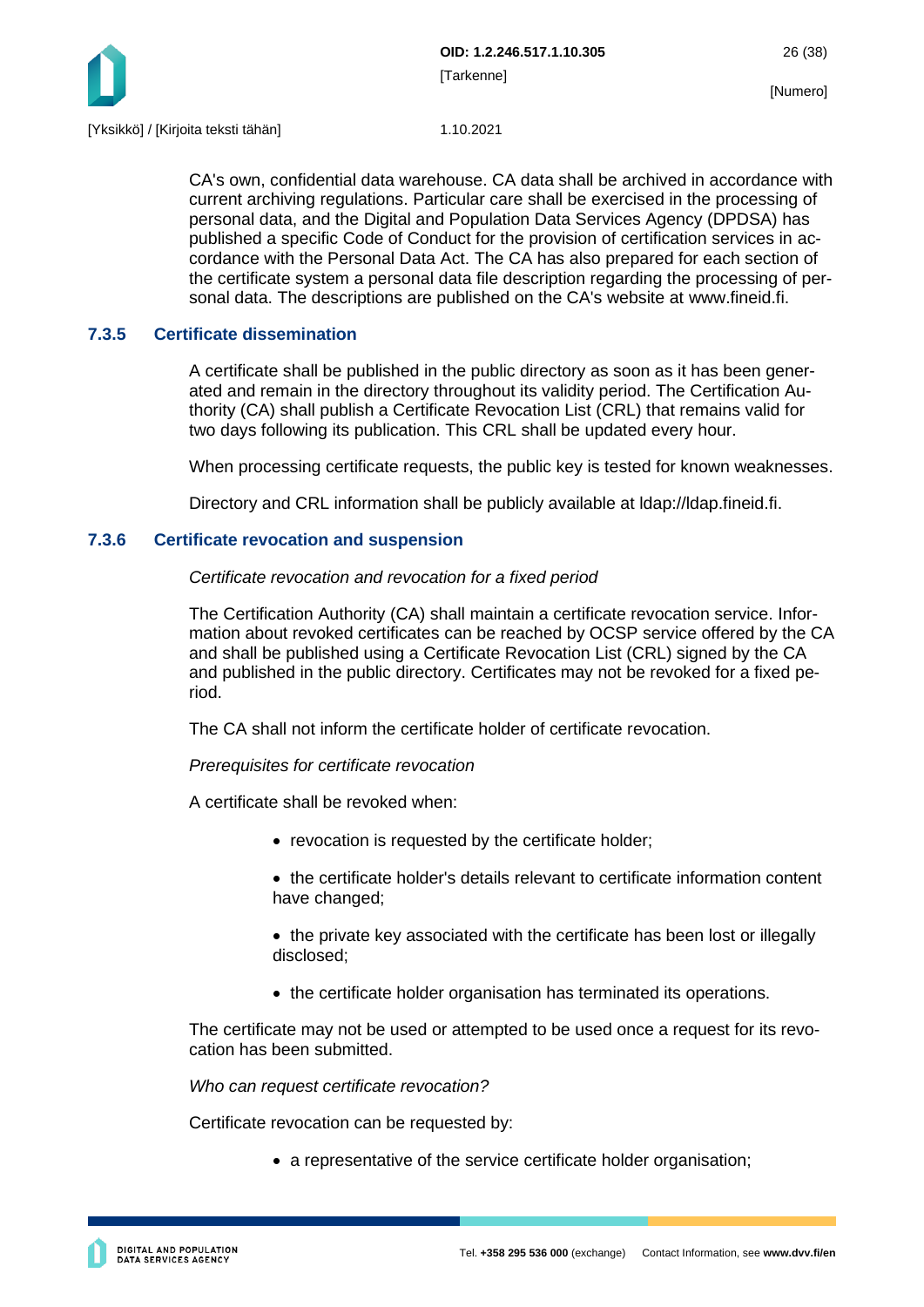CA's own, confidential data warehouse. CA data shall be archived in accordance with current archiving regulations. Particular care shall be exercised in the processing of personal data, and the Digital and Population Data Services Agency (DPDSA) has published a specific Code of Conduct for the provision of certification services in accordance with the Personal Data Act. The CA has also prepared for each section of the certificate system a personal data file description regarding the processing of personal data. The descriptions are published on the CA's website at www.fineid.fi.

### 7.3.5 Certificate dissemination

A certificate shall be published in the public directory as soon as it has been generated and remain in the directory throughout its validity period. The Certification Authority (CA) shall publish a Certificate Revocation List (CRL) that remains valid for two days following its publication. This CRL shall be updated every hour.

When processing certificate requests, the public key is tested for known weaknesses.

Directory and CRL information shall be publicly available at ldap://ldap.fineid.fi.

### 7.3.6 Certificate revocation and suspension

*Certificate revocation and revocation for a fixed period*

The Certification Authority (CA) shall maintain a certificate revocation service. Information about revoked certificates can be reached by OCSP service offered by the CA and shall be published using a Certificate Revocation List (CRL) signed by the CA and published in the public directory. Certificates may not be revoked for a fixed period.

The CA shall not inform the certificate holder of certificate revocation.

*Prerequisites for certificate revocation*

A certificate shall be revoked when:

- revocation is requested by the certificate holder;
- the certificate holder's details relevant to certificate information content have changed;
- the private key associated with the certificate has been lost or illegally disclosed;
- the certificate holder organisation has terminated its operations.

The certificate may not be used or attempted to be used once a request for its revocation has been submitted.

*Who can request certificate revocation?*

Certificate revocation can be requested by:

- a representative of the service certificate holder organisation;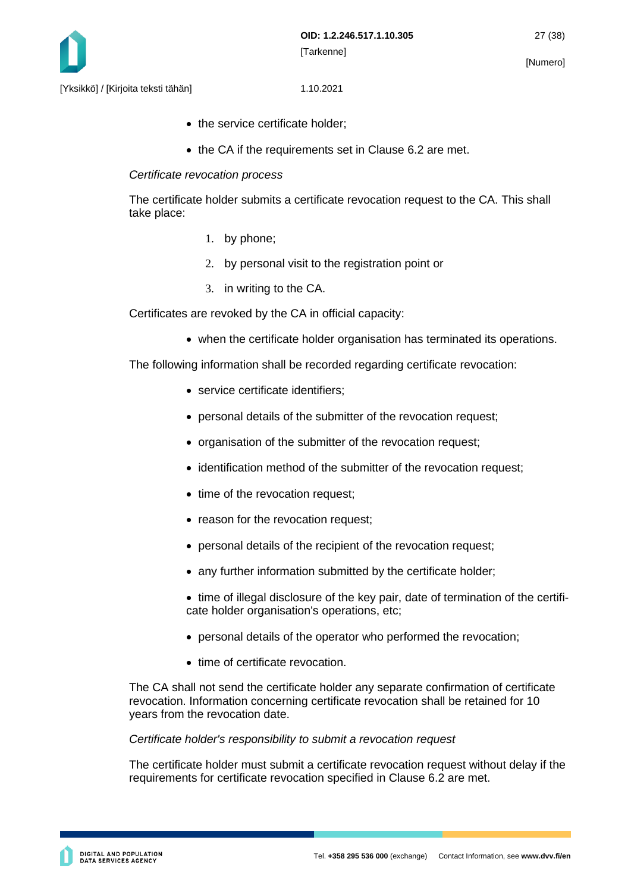- the service certificate holder;
- the CA if the requirements set in Clause 6.2 are met.

*Certificate revocation process*

The certificate holder submits a certificate revocation request to the CA. This shall take place:

1. by phone;
2. by personal visit to the registration point or
3. in writing to the CA.

Certificates are revoked by the CA in official capacity:

- when the certificate holder organisation has terminated its operations.

The following information shall be recorded regarding certificate revocation:

- service certificate identifiers;
- personal details of the submitter of the revocation request;
- organisation of the submitter of the revocation request;
- identification method of the submitter of the revocation request;
- time of the revocation request;
- reason for the revocation request;
- personal details of the recipient of the revocation request;
- any further information submitted by the certificate holder;
- time of illegal disclosure of the key pair, date of termination of the certificate holder organisation's operations, etc;
- personal details of the operator who performed the revocation;
- time of certificate revocation.

The CA shall not send the certificate holder any separate confirmation of certificate revocation. Information concerning certificate revocation shall be retained for 10 years from the revocation date.

*Certificate holder's responsibility to submit a revocation request*

The certificate holder must submit a certificate revocation request without delay if the requirements for certificate revocation specified in Clause 6.2 are met.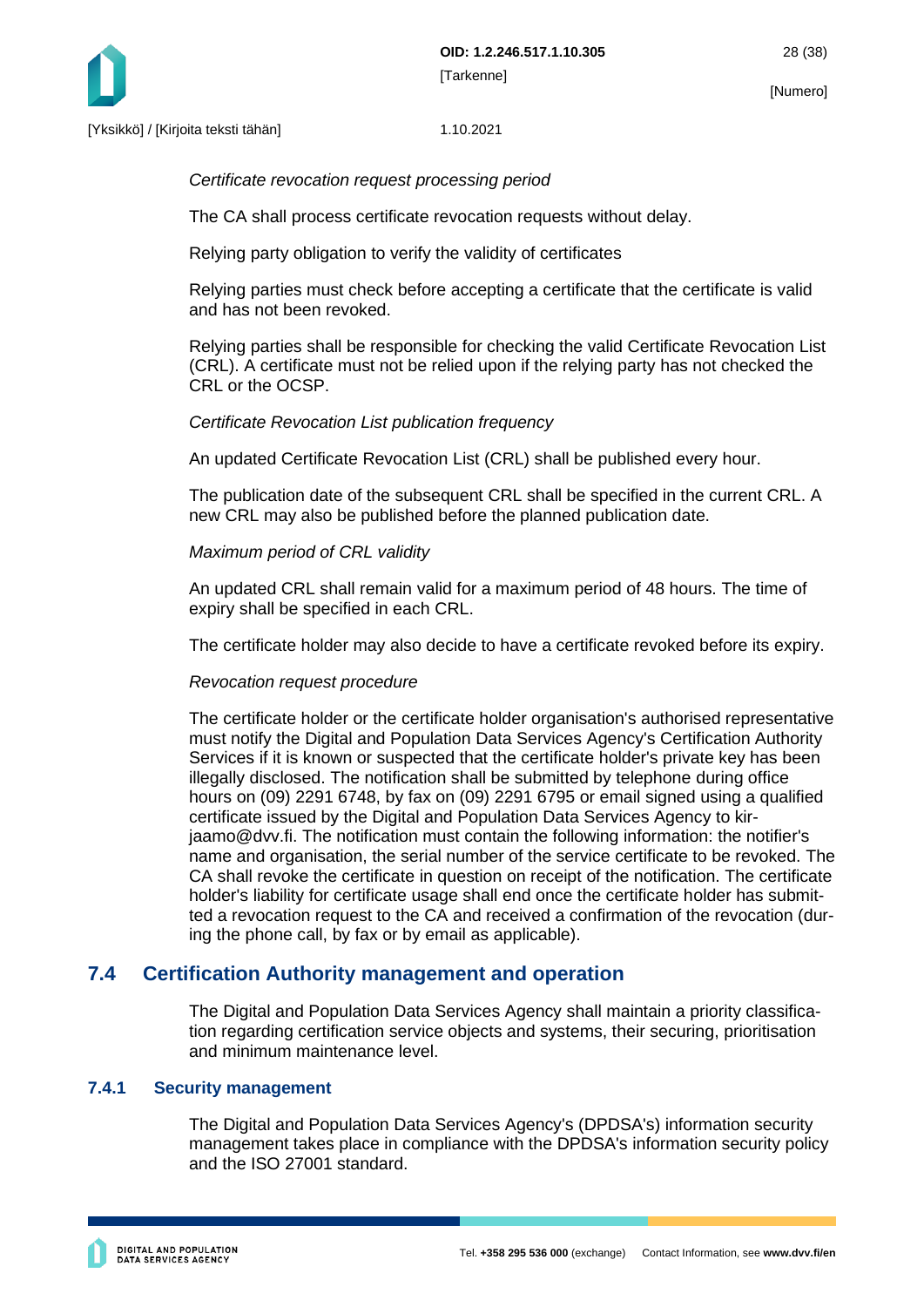*Certificate revocation request processing period*

The CA shall process certificate revocation requests without delay.

Relying party obligation to verify the validity of certificates

Relying parties must check before accepting a certificate that the certificate is valid and has not been revoked.

Relying parties shall be responsible for checking the valid Certificate Revocation List (CRL). A certificate must not be relied upon if the relying party has not checked the CRL or the OCSP.

*Certificate Revocation List publication frequency*

An updated Certificate Revocation List (CRL) shall be published every hour.

The publication date of the subsequent CRL shall be specified in the current CRL. A new CRL may also be published before the planned publication date.

*Maximum period of CRL validity*

An updated CRL shall remain valid for a maximum period of 48 hours. The time of expiry shall be specified in each CRL.

The certificate holder may also decide to have a certificate revoked before its expiry.

*Revocation request procedure*

The certificate holder or the certificate holder organisation's authorised representative must notify the Digital and Population Data Services Agency's Certification Authority Services if it is known or suspected that the certificate holder's private key has been illegally disclosed. The notification shall be submitted by telephone during office hours on (09) 2291 6748, by fax on (09) 2291 6795 or email signed using a qualified certificate issued by the Digital and Population Data Services Agency to kirjaamo@dvv.fi. The notification must contain the following information: the notifier's name and organisation, the serial number of the service certificate to be revoked. The CA shall revoke the certificate in question on receipt of the notification. The certificate holder's liability for certificate usage shall end once the certificate holder has submitted a revocation request to the CA and received a confirmation of the revocation (during the phone call, by fax or by email as applicable).

## 7.4 Certification Authority management and operation

The Digital and Population Data Services Agency shall maintain a priority classification regarding certification service objects and systems, their securing, prioritisation and minimum maintenance level.

### 7.4.1 Security management

The Digital and Population Data Services Agency's (DPDSA's) information security management takes place in compliance with the DPDSA's information security policy and the ISO 27001 standard.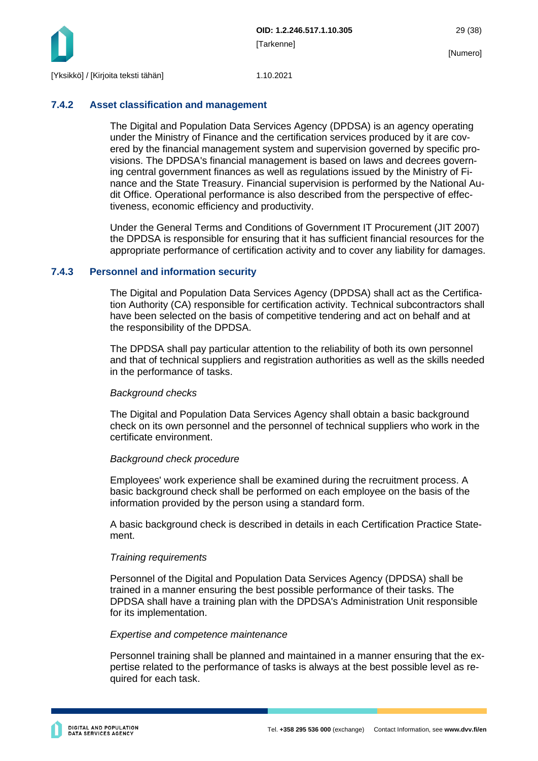### 7.4.2 Asset classification and management

The Digital and Population Data Services Agency (DPDSA) is an agency operating under the Ministry of Finance and the certification services produced by it are covered by the financial management system and supervision governed by specific provisions. The DPDSA's financial management is based on laws and decrees governing central government finances as well as regulations issued by the Ministry of Finance and the State Treasury. Financial supervision is performed by the National Audit Office. Operational performance is also described from the perspective of effectiveness, economic efficiency and productivity.

Under the General Terms and Conditions of Government IT Procurement (JIT 2007) the DPDSA is responsible for ensuring that it has sufficient financial resources for the appropriate performance of certification activity and to cover any liability for damages.

### 7.4.3 Personnel and information security

The Digital and Population Data Services Agency (DPDSA) shall act as the Certification Authority (CA) responsible for certification activity. Technical subcontractors shall have been selected on the basis of competitive tendering and act on behalf and at the responsibility of the DPDSA.

The DPDSA shall pay particular attention to the reliability of both its own personnel and that of technical suppliers and registration authorities as well as the skills needed in the performance of tasks.

*Background checks*

The Digital and Population Data Services Agency shall obtain a basic background check on its own personnel and the personnel of technical suppliers who work in the certificate environment.

*Background check procedure*

Employees' work experience shall be examined during the recruitment process. A basic background check shall be performed on each employee on the basis of the information provided by the person using a standard form.

A basic background check is described in details in each Certification Practice Statement.

*Training requirements*

Personnel of the Digital and Population Data Services Agency (DPDSA) shall be trained in a manner ensuring the best possible performance of their tasks. The DPDSA shall have a training plan with the DPDSA's Administration Unit responsible for its implementation.

*Expertise and competence maintenance*

Personnel training shall be planned and maintained in a manner ensuring that the expertise related to the performance of tasks is always at the best possible level as required for each task.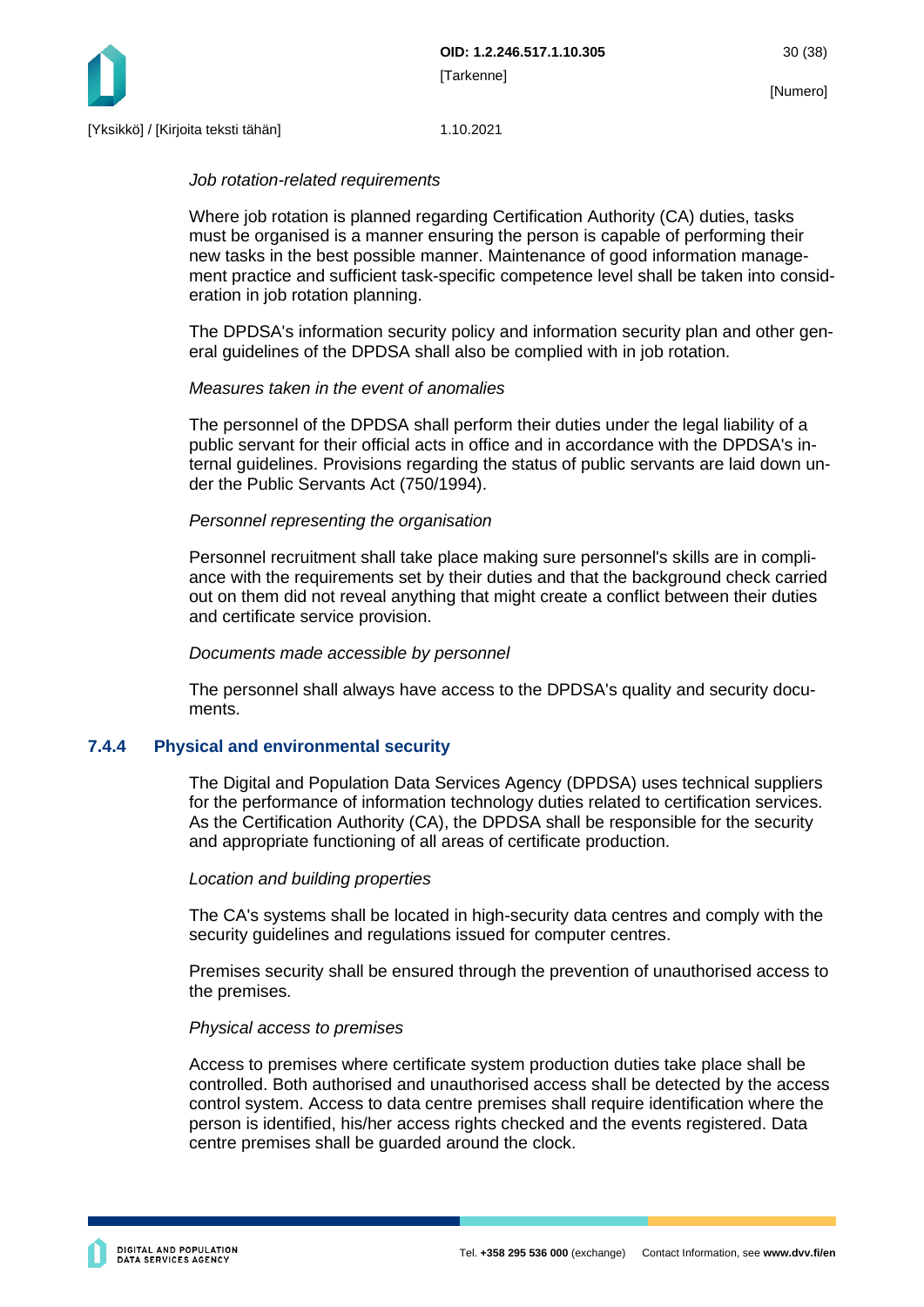*Job rotation-related requirements*

Where job rotation is planned regarding Certification Authority (CA) duties, tasks must be organised is a manner ensuring the person is capable of performing their new tasks in the best possible manner. Maintenance of good information management practice and sufficient task-specific competence level shall be taken into consideration in job rotation planning.

The DPDSA's information security policy and information security plan and other general guidelines of the DPDSA shall also be complied with in job rotation.

*Measures taken in the event of anomalies*

The personnel of the DPDSA shall perform their duties under the legal liability of a public servant for their official acts in office and in accordance with the DPDSA's internal guidelines. Provisions regarding the status of public servants are laid down under the Public Servants Act (750/1994).

*Personnel representing the organisation*

Personnel recruitment shall take place making sure personnel's skills are in compliance with the requirements set by their duties and that the background check carried out on them did not reveal anything that might create a conflict between their duties and certificate service provision.

*Documents made accessible by personnel*

The personnel shall always have access to the DPDSA's quality and security documents.

### 7.4.4 Physical and environmental security

The Digital and Population Data Services Agency (DPDSA) uses technical suppliers for the performance of information technology duties related to certification services. As the Certification Authority (CA), the DPDSA shall be responsible for the security and appropriate functioning of all areas of certificate production.

*Location and building properties*

The CA's systems shall be located in high-security data centres and comply with the security guidelines and regulations issued for computer centres.

Premises security shall be ensured through the prevention of unauthorised access to the premises.

*Physical access to premises*

Access to premises where certificate system production duties take place shall be controlled. Both authorised and unauthorised access shall be detected by the access control system. Access to data centre premises shall require identification where the person is identified, his/her access rights checked and the events registered. Data centre premises shall be guarded around the clock.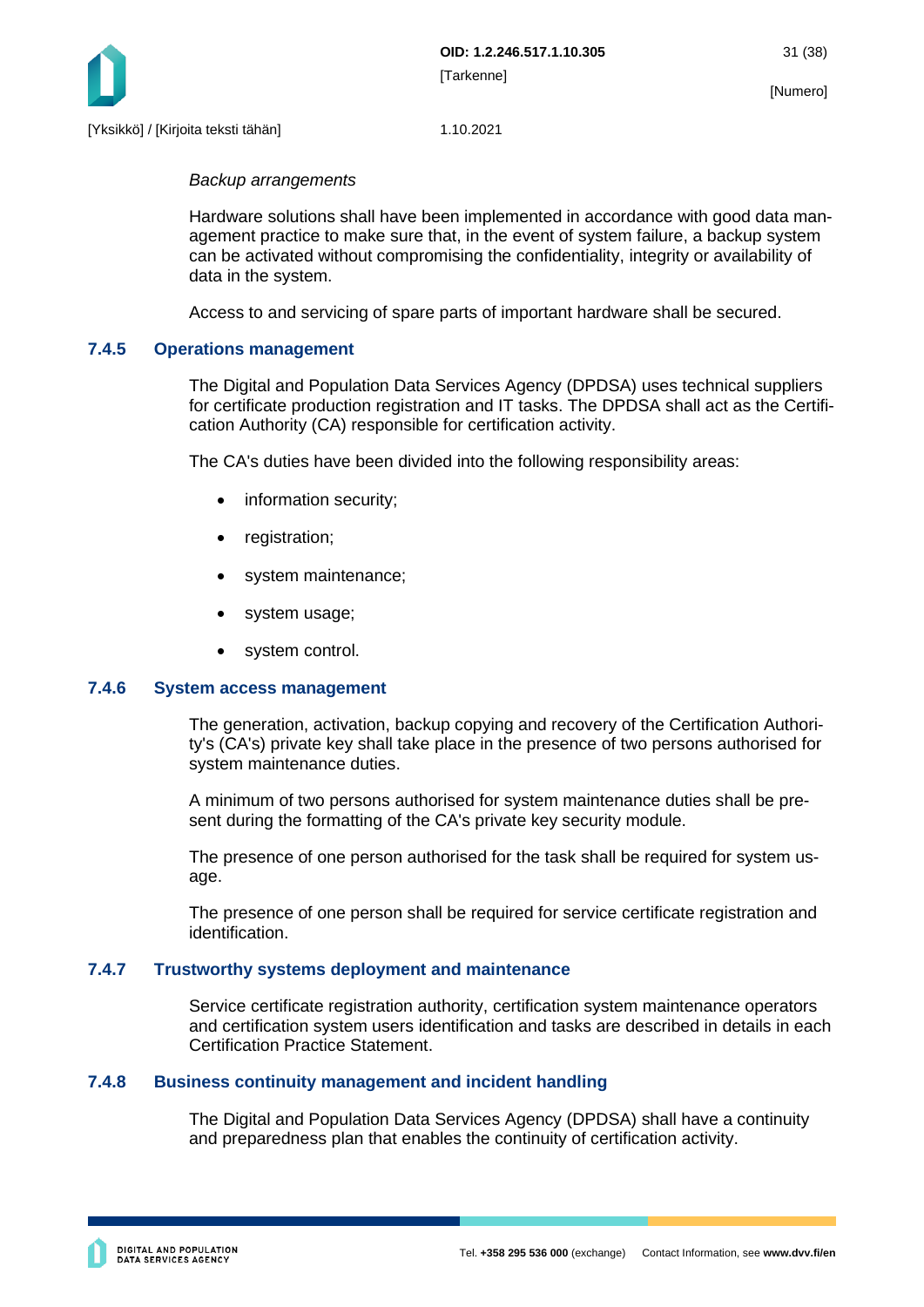*Backup arrangements*

Hardware solutions shall have been implemented in accordance with good data management practice to make sure that, in the event of system failure, a backup system can be activated without compromising the confidentiality, integrity or availability of data in the system.

Access to and servicing of spare parts of important hardware shall be secured.

### 7.4.5 Operations management

The Digital and Population Data Services Agency (DPDSA) uses technical suppliers for certificate production registration and IT tasks. The DPDSA shall act as the Certification Authority (CA) responsible for certification activity.

The CA's duties have been divided into the following responsibility areas:

- information security;
- registration;
- system maintenance;
- system usage;
- system control.

### 7.4.6 System access management

The generation, activation, backup copying and recovery of the Certification Authority's (CA's) private key shall take place in the presence of two persons authorised for system maintenance duties.

A minimum of two persons authorised for system maintenance duties shall be present during the formatting of the CA's private key security module.

The presence of one person authorised for the task shall be required for system usage.

The presence of one person shall be required for service certificate registration and identification.

### 7.4.7 Trustworthy systems deployment and maintenance

Service certificate registration authority, certification system maintenance operators and certification system users identification and tasks are described in details in each Certification Practice Statement.

### 7.4.8 Business continuity management and incident handling

The Digital and Population Data Services Agency (DPDSA) shall have a continuity and preparedness plan that enables the continuity of certification activity.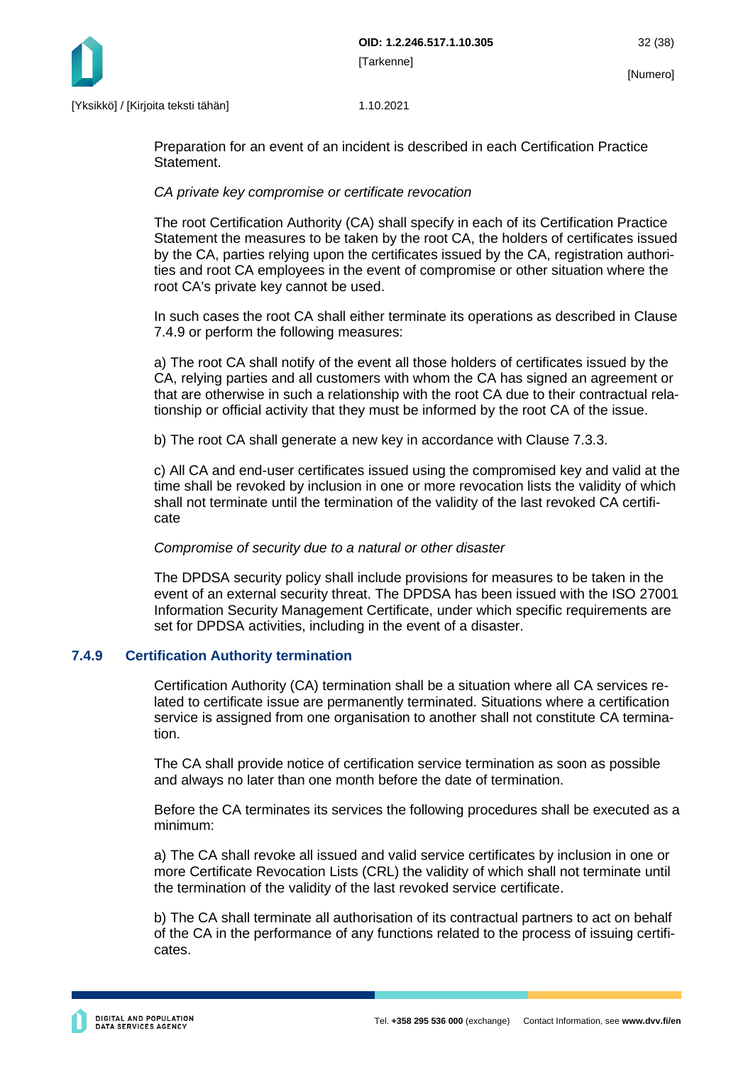Preparation for an event of an incident is described in each Certification Practice Statement.

*CA private key compromise or certificate revocation*

The root Certification Authority (CA) shall specify in each of its Certification Practice Statement the measures to be taken by the root CA, the holders of certificates issued by the CA, parties relying upon the certificates issued by the CA, registration authorities and root CA employees in the event of compromise or other situation where the root CA's private key cannot be used.

In such cases the root CA shall either terminate its operations as described in Clause 7.4.9 or perform the following measures:

a) The root CA shall notify of the event all those holders of certificates issued by the CA, relying parties and all customers with whom the CA has signed an agreement or that are otherwise in such a relationship with the root CA due to their contractual relationship or official activity that they must be informed by the root CA of the issue.

b) The root CA shall generate a new key in accordance with Clause 7.3.3.

c) All CA and end-user certificates issued using the compromised key and valid at the time shall be revoked by inclusion in one or more revocation lists the validity of which shall not terminate until the termination of the validity of the last revoked CA certificate

*Compromise of security due to a natural or other disaster*

The DPDSA security policy shall include provisions for measures to be taken in the event of an external security threat. The DPDSA has been issued with the ISO 27001 Information Security Management Certificate, under which specific requirements are set for DPDSA activities, including in the event of a disaster.

### 7.4.9 Certification Authority termination

Certification Authority (CA) termination shall be a situation where all CA services related to certificate issue are permanently terminated. Situations where a certification service is assigned from one organisation to another shall not constitute CA termination.

The CA shall provide notice of certification service termination as soon as possible and always no later than one month before the date of termination.

Before the CA terminates its services the following procedures shall be executed as a minimum:

a) The CA shall revoke all issued and valid service certificates by inclusion in one or more Certificate Revocation Lists (CRL) the validity of which shall not terminate until the termination of the validity of the last revoked service certificate.

b) The CA shall terminate all authorisation of its contractual partners to act on behalf of the CA in the performance of any functions related to the process of issuing certificates.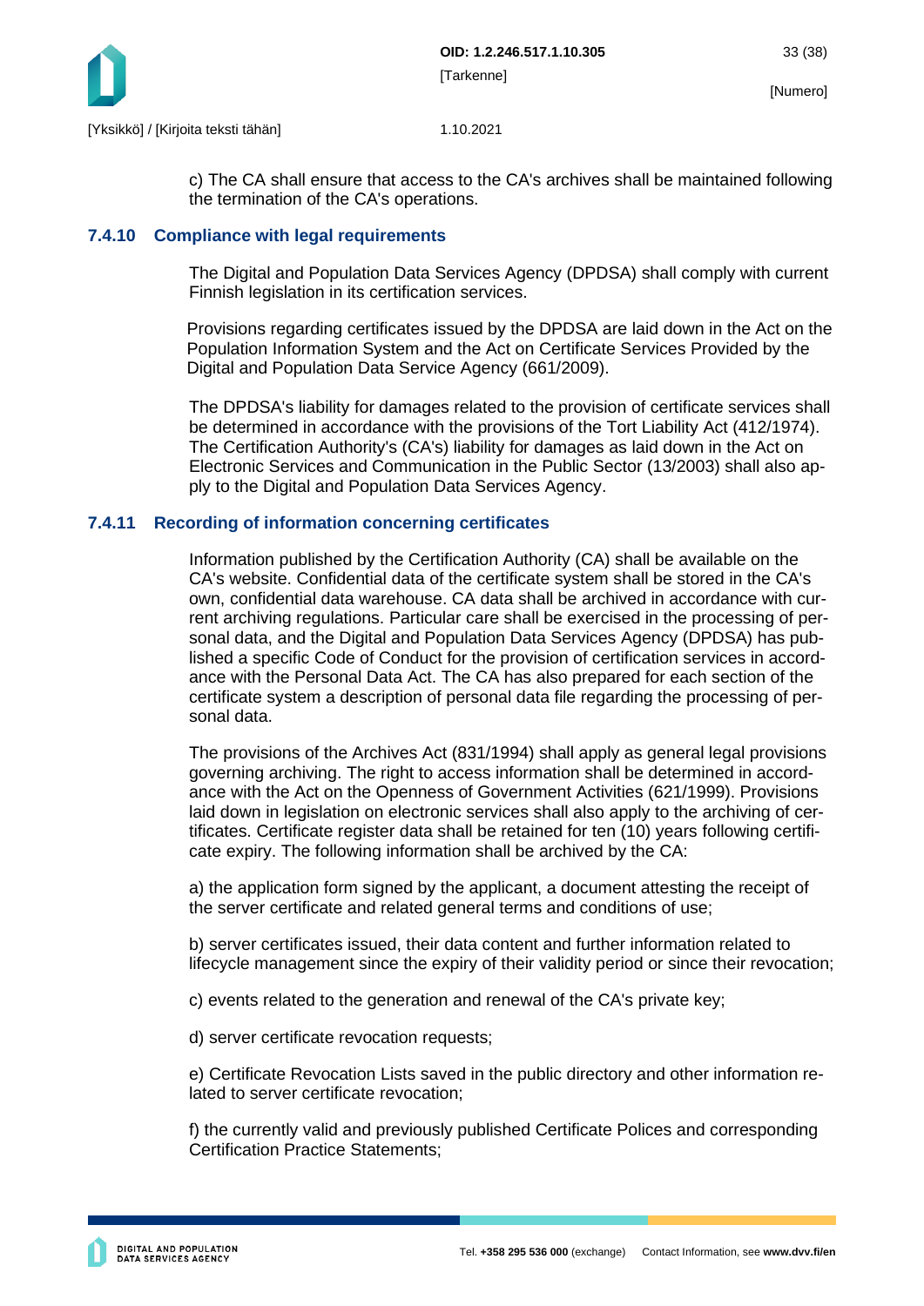c) The CA shall ensure that access to the CA's archives shall be maintained following the termination of the CA's operations.

### 7.4.10 Compliance with legal requirements

The Digital and Population Data Services Agency (DPDSA) shall comply with current Finnish legislation in its certification services.

Provisions regarding certificates issued by the DPDSA are laid down in the Act on the Population Information System and the Act on Certificate Services Provided by the Digital and Population Data Service Agency (661/2009).

The DPDSA's liability for damages related to the provision of certificate services shall be determined in accordance with the provisions of the Tort Liability Act (412/1974). The Certification Authority's (CA's) liability for damages as laid down in the Act on Electronic Services and Communication in the Public Sector (13/2003) shall also apply to the Digital and Population Data Services Agency.

### 7.4.11 Recording of information concerning certificates

Information published by the Certification Authority (CA) shall be available on the CA's website. Confidential data of the certificate system shall be stored in the CA's own, confidential data warehouse. CA data shall be archived in accordance with current archiving regulations. Particular care shall be exercised in the processing of personal data, and the Digital and Population Data Services Agency (DPDSA) has published a specific Code of Conduct for the provision of certification services in accordance with the Personal Data Act. The CA has also prepared for each section of the certificate system a description of personal data file regarding the processing of personal data.

The provisions of the Archives Act (831/1994) shall apply as general legal provisions governing archiving. The right to access information shall be determined in accordance with the Act on the Openness of Government Activities (621/1999). Provisions laid down in legislation on electronic services shall also apply to the archiving of certificates. Certificate register data shall be retained for ten (10) years following certificate expiry. The following information shall be archived by the CA:

a) the application form signed by the applicant, a document attesting the receipt of the server certificate and related general terms and conditions of use;

b) server certificates issued, their data content and further information related to lifecycle management since the expiry of their validity period or since their revocation;

c) events related to the generation and renewal of the CA's private key;

d) server certificate revocation requests;

e) Certificate Revocation Lists saved in the public directory and other information related to server certificate revocation;

f) the currently valid and previously published Certificate Polices and corresponding Certification Practice Statements;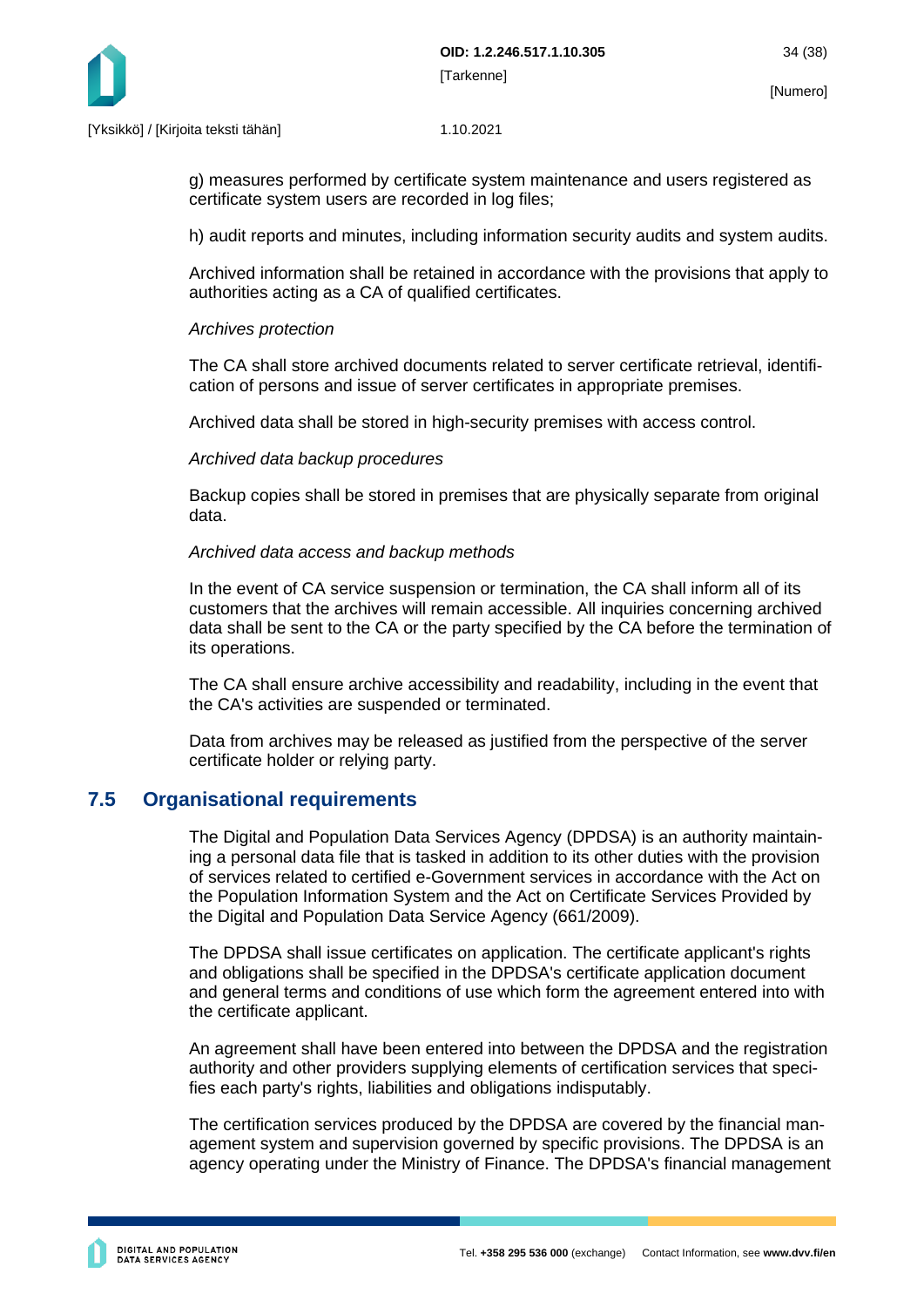g) measures performed by certificate system maintenance and users registered as certificate system users are recorded in log files;

h) audit reports and minutes, including information security audits and system audits.

Archived information shall be retained in accordance with the provisions that apply to authorities acting as a CA of qualified certificates.

*Archives protection*

The CA shall store archived documents related to server certificate retrieval, identification of persons and issue of server certificates in appropriate premises.

Archived data shall be stored in high-security premises with access control.

*Archived data backup procedures*

Backup copies shall be stored in premises that are physically separate from original data.

*Archived data access and backup methods*

In the event of CA service suspension or termination, the CA shall inform all of its customers that the archives will remain accessible. All inquiries concerning archived data shall be sent to the CA or the party specified by the CA before the termination of its operations.

The CA shall ensure archive accessibility and readability, including in the event that the CA's activities are suspended or terminated.

Data from archives may be released as justified from the perspective of the server certificate holder or relying party.

## 7.5 Organisational requirements

The Digital and Population Data Services Agency (DPDSA) is an authority maintaining a personal data file that is tasked in addition to its other duties with the provision of services related to certified e-Government services in accordance with the Act on the Population Information System and the Act on Certificate Services Provided by the Digital and Population Data Service Agency (661/2009).

The DPDSA shall issue certificates on application. The certificate applicant's rights and obligations shall be specified in the DPDSA's certificate application document and general terms and conditions of use which form the agreement entered into with the certificate applicant.

An agreement shall have been entered into between the DPDSA and the registration authority and other providers supplying elements of certification services that specifies each party's rights, liabilities and obligations indisputably.

The certification services produced by the DPDSA are covered by the financial management system and supervision governed by specific provisions. The DPDSA is an agency operating under the Ministry of Finance. The DPDSA's financial management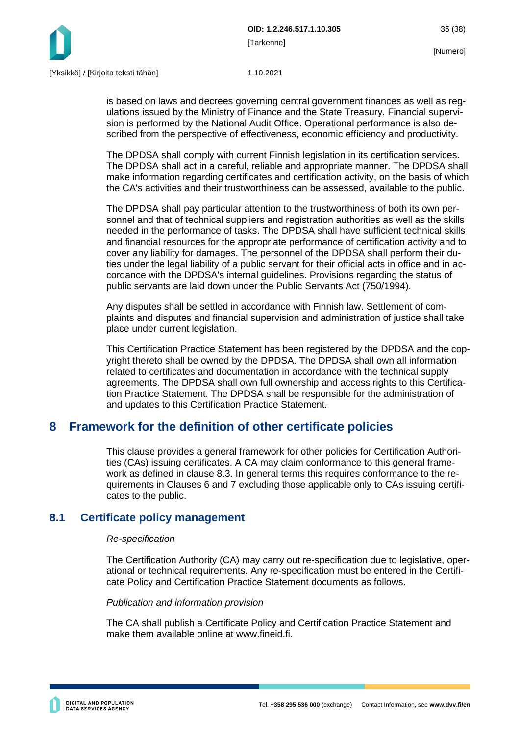is based on laws and decrees governing central government finances as well as regulations issued by the Ministry of Finance and the State Treasury. Financial supervision is performed by the National Audit Office. Operational performance is also described from the perspective of effectiveness, economic efficiency and productivity.

The DPDSA shall comply with current Finnish legislation in its certification services. The DPDSA shall act in a careful, reliable and appropriate manner. The DPDSA shall make information regarding certificates and certification activity, on the basis of which the CA's activities and their trustworthiness can be assessed, available to the public.

The DPDSA shall pay particular attention to the trustworthiness of both its own personnel and that of technical suppliers and registration authorities as well as the skills needed in the performance of tasks. The DPDSA shall have sufficient technical skills and financial resources for the appropriate performance of certification activity and to cover any liability for damages. The personnel of the DPDSA shall perform their duties under the legal liability of a public servant for their official acts in office and in accordance with the DPDSA's internal guidelines. Provisions regarding the status of public servants are laid down under the Public Servants Act (750/1994).

Any disputes shall be settled in accordance with Finnish law. Settlement of complaints and disputes and financial supervision and administration of justice shall take place under current legislation.

This Certification Practice Statement has been registered by the DPDSA and the copyright thereto shall be owned by the DPDSA. The DPDSA shall own all information related to certificates and documentation in accordance with the technical supply agreements. The DPDSA shall own full ownership and access rights to this Certification Practice Statement. The DPDSA shall be responsible for the administration of and updates to this Certification Practice Statement.

# 8 Framework for the definition of other certificate policies

This clause provides a general framework for other policies for Certification Authorities (CAs) issuing certificates. A CA may claim conformance to this general framework as defined in clause 8.3. In general terms this requires conformance to the requirements in Clauses 6 and 7 excluding those applicable only to CAs issuing certificates to the public.

## 8.1 Certificate policy management

*Re-specification*

The Certification Authority (CA) may carry out re-specification due to legislative, operational or technical requirements. Any re-specification must be entered in the Certificate Policy and Certification Practice Statement documents as follows.

*Publication and information provision*

The CA shall publish a Certificate Policy and Certification Practice Statement and make them available online at www.fineid.fi.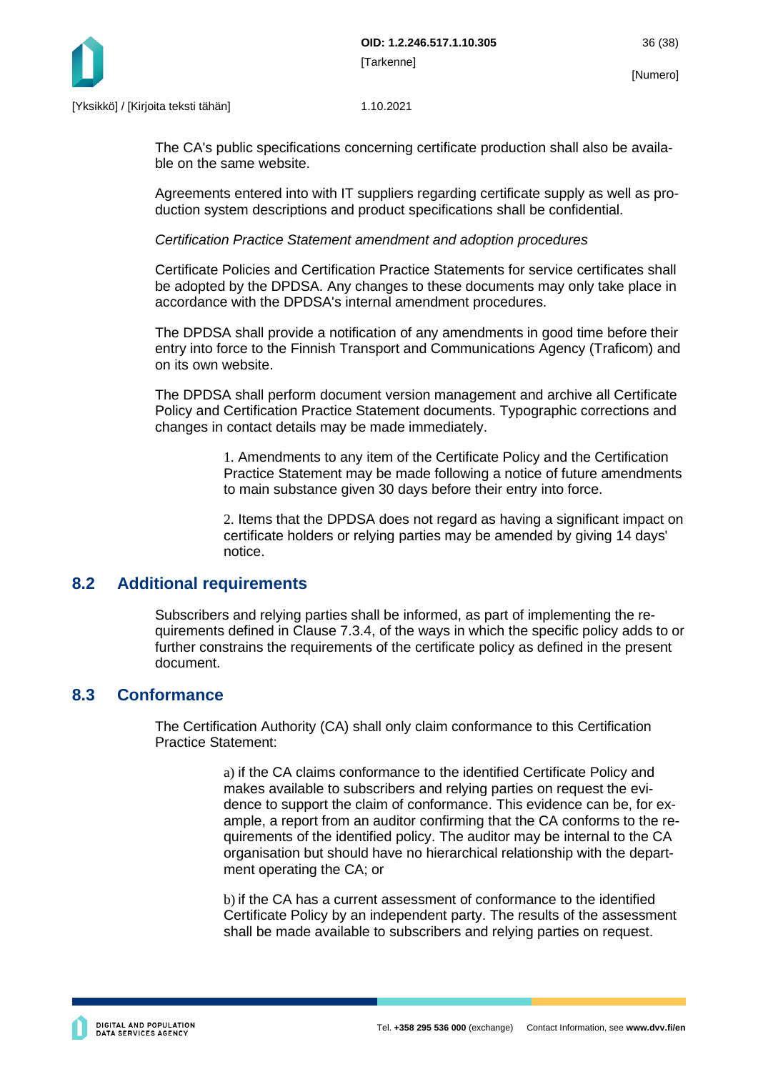The CA's public specifications concerning certificate production shall also be available on the same website.

Agreements entered into with IT suppliers regarding certificate supply as well as production system descriptions and product specifications shall be confidential.

*Certification Practice Statement amendment and adoption procedures*

Certificate Policies and Certification Practice Statements for service certificates shall be adopted by the DPDSA. Any changes to these documents may only take place in accordance with the DPDSA's internal amendment procedures.

The DPDSA shall provide a notification of any amendments in good time before their entry into force to the Finnish Transport and Communications Agency (Traficom) and on its own website.

The DPDSA shall perform document version management and archive all Certificate Policy and Certification Practice Statement documents. Typographic corrections and changes in contact details may be made immediately.

1. Amendments to any item of the Certificate Policy and the Certification Practice Statement may be made following a notice of future amendments to main substance given 30 days before their entry into force.

2. Items that the DPDSA does not regard as having a significant impact on certificate holders or relying parties may be amended by giving 14 days' notice.

## 8.2 Additional requirements

Subscribers and relying parties shall be informed, as part of implementing the requirements defined in Clause 7.3.4, of the ways in which the specific policy adds to or further constrains the requirements of the certificate policy as defined in the present document.

## 8.3 Conformance

The Certification Authority (CA) shall only claim conformance to this Certification Practice Statement:

a) if the CA claims conformance to the identified Certificate Policy and makes available to subscribers and relying parties on request the evidence to support the claim of conformance. This evidence can be, for example, a report from an auditor confirming that the CA conforms to the requirements of the identified policy. The auditor may be internal to the CA organisation but should have no hierarchical relationship with the department operating the CA; or

b) if the CA has a current assessment of conformance to the identified Certificate Policy by an independent party. The results of the assessment shall be made available to subscribers and relying parties on request.